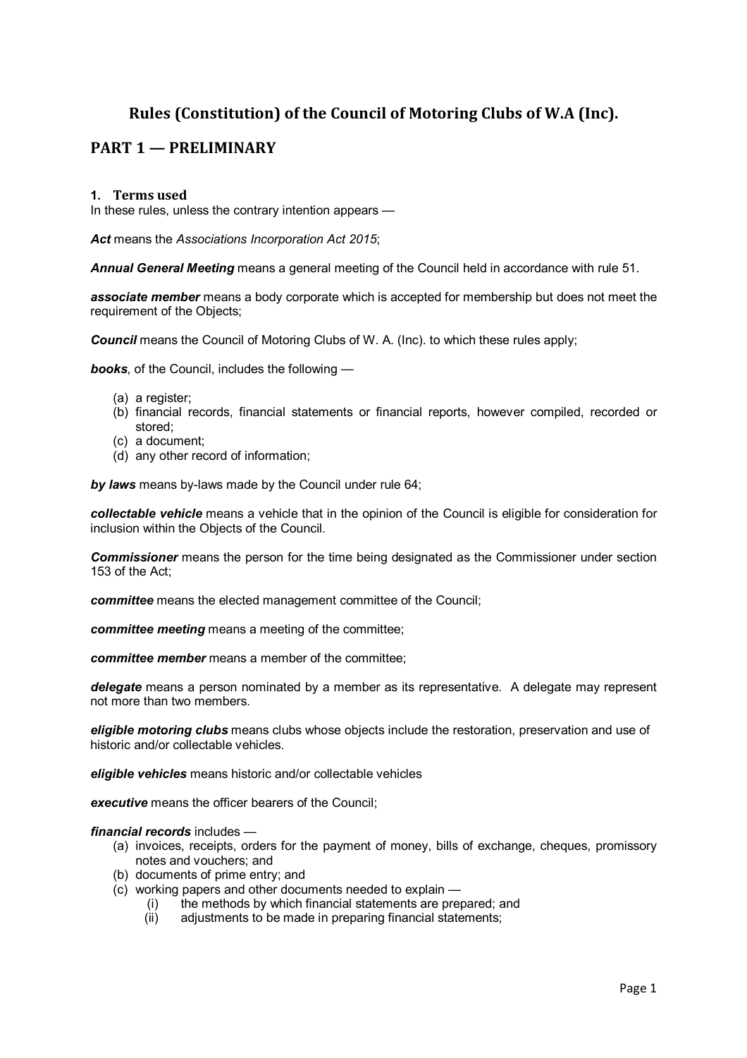# Rules (Constitution) of the Council of Motoring Clubs of W.A (Inc).

## PART 1 — PRELIMINARY

### 1. Terms used

In these rules, unless the contrary intention appears —

***Act*** means the *Associations Incorporation Act 2015*;

***Annual General Meeting*** means a general meeting of the Council held in accordance with rule 51.

***associate member*** means a body corporate which is accepted for membership but does not meet the requirement of the Objects;

***Council*** means the Council of Motoring Clubs of W. A. (Inc). to which these rules apply;

***books***, of the Council, includes the following —

- (a) a register;
- (b) financial records, financial statements or financial reports, however compiled, recorded or stored;
- (c) a document;
- (d) any other record of information;

***by laws*** means by-laws made by the Council under rule 64;

***collectable vehicle*** means a vehicle that in the opinion of the Council is eligible for consideration for inclusion within the Objects of the Council.

***Commissioner*** means the person for the time being designated as the Commissioner under section 153 of the Act;

***committee*** means the elected management committee of the Council;

***committee meeting*** means a meeting of the committee;

***committee member*** means a member of the committee;

***delegate*** means a person nominated by a member as its representative. A delegate may represent not more than two members.

***eligible motoring clubs*** means clubs whose objects include the restoration, preservation and use of historic and/or collectable vehicles.

***eligible vehicles*** means historic and/or collectable vehicles

***executive*** means the officer bearers of the Council;

***financial records*** includes —

- (a) invoices, receipts, orders for the payment of money, bills of exchange, cheques, promissory notes and vouchers; and
- (b) documents of prime entry; and
- (c) working papers and other documents needed to explain —
  - (i) the methods by which financial statements are prepared; and
  - (ii) adjustments to be made in preparing financial statements;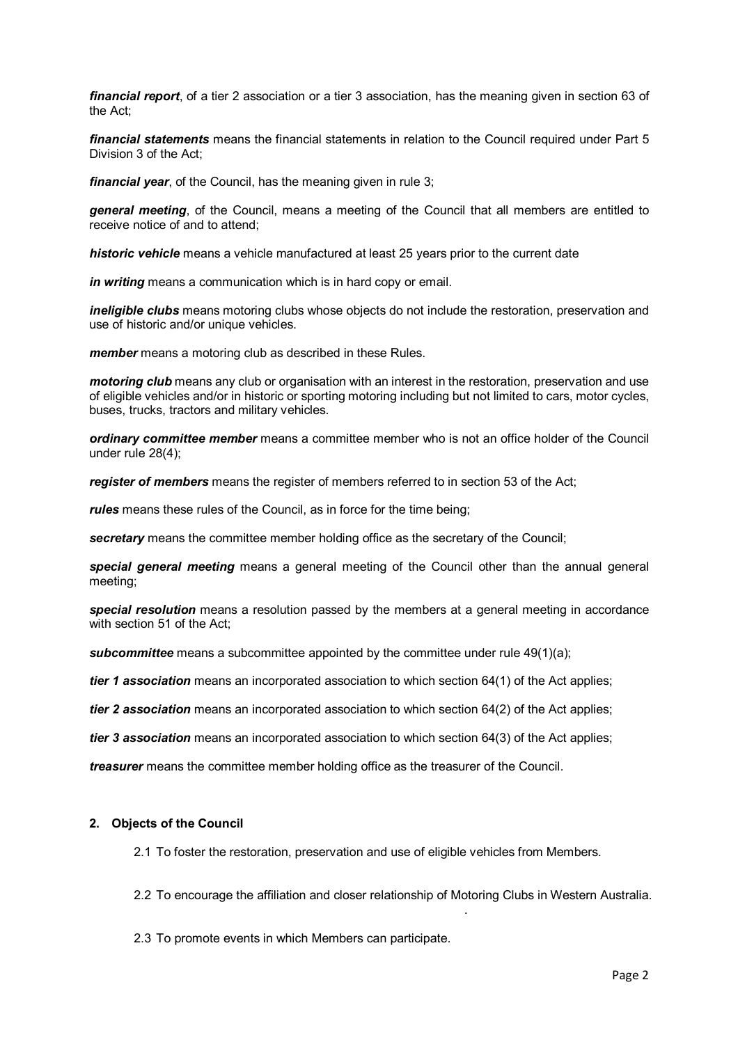***financial report***, of a tier 2 association or a tier 3 association, has the meaning given in section 63 of the Act;

***financial statements*** means the financial statements in relation to the Council required under Part 5 Division 3 of the Act;

***financial year***, of the Council, has the meaning given in rule 3;

***general meeting***, of the Council, means a meeting of the Council that all members are entitled to receive notice of and to attend;

***historic vehicle*** means a vehicle manufactured at least 25 years prior to the current date

***in writing*** means a communication which is in hard copy or email.

***ineligible clubs*** means motoring clubs whose objects do not include the restoration, preservation and use of historic and/or unique vehicles.

***member*** means a motoring club as described in these Rules.

***motoring club*** means any club or organisation with an interest in the restoration, preservation and use of eligible vehicles and/or in historic or sporting motoring including but not limited to cars, motor cycles, buses, trucks, tractors and military vehicles.

***ordinary committee member*** means a committee member who is not an office holder of the Council under rule 28(4);

***register of members*** means the register of members referred to in section 53 of the Act;

***rules*** means these rules of the Council, as in force for the time being;

***secretary*** means the committee member holding office as the secretary of the Council;

***special general meeting*** means a general meeting of the Council other than the annual general meeting;

***special resolution*** means a resolution passed by the members at a general meeting in accordance with section 51 of the Act;

***subcommittee*** means a subcommittee appointed by the committee under rule 49(1)(a);

***tier 1 association*** means an incorporated association to which section 64(1) of the Act applies;

***tier 2 association*** means an incorporated association to which section 64(2) of the Act applies;

***tier 3 association*** means an incorporated association to which section 64(3) of the Act applies;

***treasurer*** means the committee member holding office as the treasurer of the Council.

## 2. Objects of the Council

2.1 To foster the restoration, preservation and use of eligible vehicles from Members.

2.2 To encourage the affiliation and closer relationship of Motoring Clubs in Western Australia.

2.3 To promote events in which Members can participate.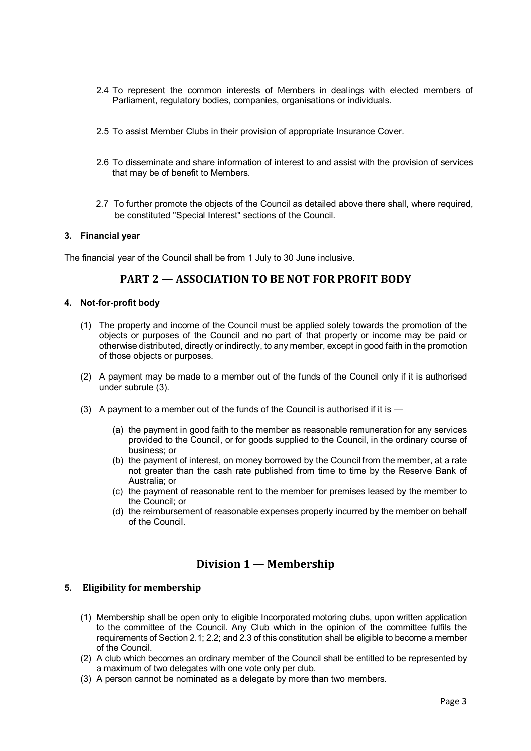2.4 To represent the common interests of Members in dealings with elected members of Parliament, regulatory bodies, companies, organisations or individuals.

2.5 To assist Member Clubs in their provision of appropriate Insurance Cover.

2.6 To disseminate and share information of interest to and assist with the provision of services that may be of benefit to Members.

2.7 To further promote the objects of the Council as detailed above there shall, where required, be constituted "Special Interest" sections of the Council.

**3. Financial year**

The financial year of the Council shall be from 1 July to 30 June inclusive.

## PART 2 — ASSOCIATION TO BE NOT FOR PROFIT BODY

**4. Not-for-profit body**

(1) The property and income of the Council must be applied solely towards the promotion of the objects or purposes of the Council and no part of that property or income may be paid or otherwise distributed, directly or indirectly, to any member, except in good faith in the promotion of those objects or purposes.

(2) A payment may be made to a member out of the funds of the Council only if it is authorised under subrule (3).

(3) A payment to a member out of the funds of the Council is authorised if it is —

- (a) the payment in good faith to the member as reasonable remuneration for any services provided to the Council, or for goods supplied to the Council, in the ordinary course of business; or
- (b) the payment of interest, on money borrowed by the Council from the member, at a rate not greater than the cash rate published from time to time by the Reserve Bank of Australia; or
- (c) the payment of reasonable rent to the member for premises leased by the member to the Council; or
- (d) the reimbursement of reasonable expenses properly incurred by the member on behalf of the Council.

## Division 1 — Membership

### 5. Eligibility for membership

(1) Membership shall be open only to eligible Incorporated motoring clubs, upon written application to the committee of the Council. Any Club which in the opinion of the committee fulfils the requirements of Section 2.1; 2.2; and 2.3 of this constitution shall be eligible to become a member of the Council.
(2) A club which becomes an ordinary member of the Council shall be entitled to be represented by a maximum of two delegates with one vote only per club.
(3) A person cannot be nominated as a delegate by more than two members.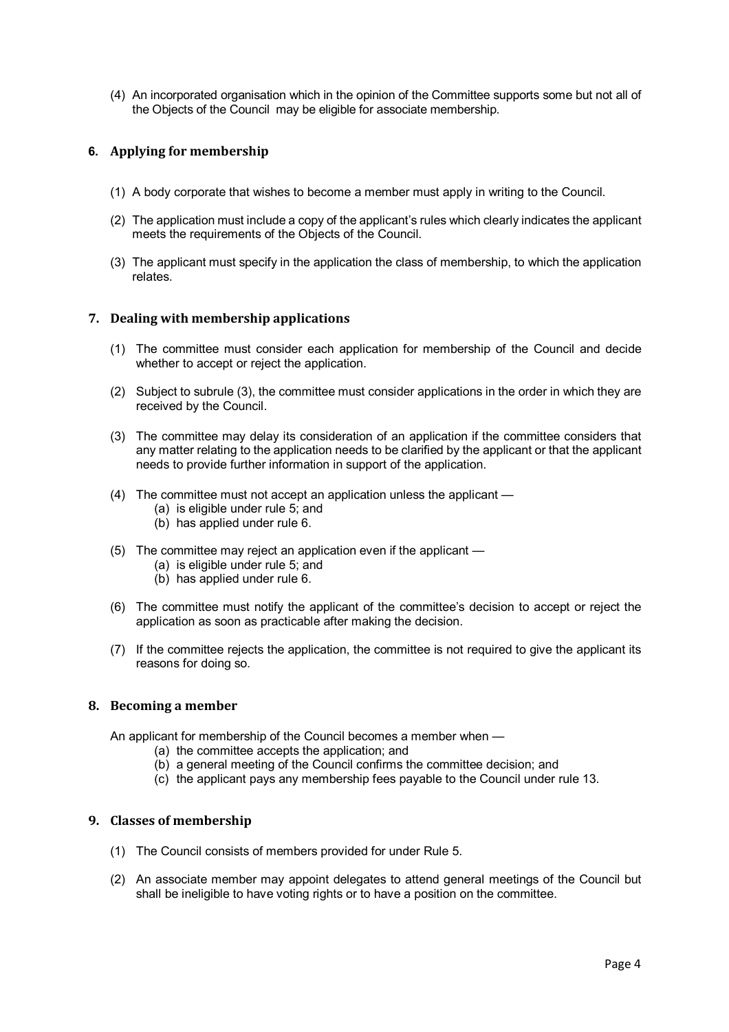(4) An incorporated organisation which in the opinion of the Committee supports some but not all of the Objects of the Council may be eligible for associate membership.

## 6. Applying for membership

(1) A body corporate that wishes to become a member must apply in writing to the Council.

(2) The application must include a copy of the applicant's rules which clearly indicates the applicant meets the requirements of the Objects of the Council.

(3) The applicant must specify in the application the class of membership, to which the application relates.

## 7. Dealing with membership applications

(1) The committee must consider each application for membership of the Council and decide whether to accept or reject the application.

(2) Subject to subrule (3), the committee must consider applications in the order in which they are received by the Council.

(3) The committee may delay its consideration of an application if the committee considers that any matter relating to the application needs to be clarified by the applicant or that the applicant needs to provide further information in support of the application.

(4) The committee must not accept an application unless the applicant —
   (a) is eligible under rule 5; and
   (b) has applied under rule 6.

(5) The committee may reject an application even if the applicant —
   (a) is eligible under rule 5; and
   (b) has applied under rule 6.

(6) The committee must notify the applicant of the committee's decision to accept or reject the application as soon as practicable after making the decision.

(7) If the committee rejects the application, the committee is not required to give the applicant its reasons for doing so.

## 8. Becoming a member

An applicant for membership of the Council becomes a member when —
   (a) the committee accepts the application; and
   (b) a general meeting of the Council confirms the committee decision; and
   (c) the applicant pays any membership fees payable to the Council under rule 13.

## 9. Classes of membership

(1) The Council consists of members provided for under Rule 5.

(2) An associate member may appoint delegates to attend general meetings of the Council but shall be ineligible to have voting rights or to have a position on the committee.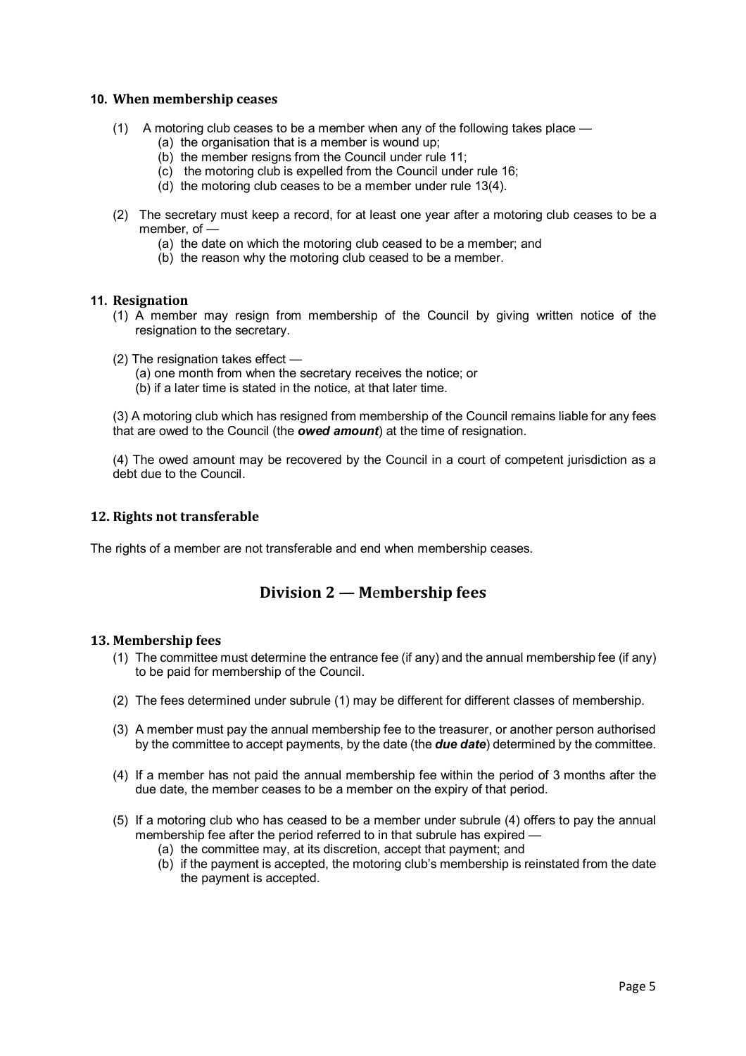### 10. When membership ceases

(1) A motoring club ceases to be a member when any of the following takes place —

(a) the organisation that is a member is wound up;

(b) the member resigns from the Council under rule 11;

(c) the motoring club is expelled from the Council under rule 16;

(d) the motoring club ceases to be a member under rule 13(4).

(2) The secretary must keep a record, for at least one year after a motoring club ceases to be a member, of —

(a) the date on which the motoring club ceased to be a member; and

(b) the reason why the motoring club ceased to be a member.

### 11. Resignation

(1) A member may resign from membership of the Council by giving written notice of the resignation to the secretary.

(2) The resignation takes effect —

(a) one month from when the secretary receives the notice; or

(b) if a later time is stated in the notice, at that later time.

(3) A motoring club which has resigned from membership of the Council remains liable for any fees that are owed to the Council (the ***owed amount***) at the time of resignation.

(4) The owed amount may be recovered by the Council in a court of competent jurisdiction as a debt due to the Council.

### 12. Rights not transferable

The rights of a member are not transferable and end when membership ceases.

## Division 2 — Membership fees

### 13. Membership fees

(1) The committee must determine the entrance fee (if any) and the annual membership fee (if any) to be paid for membership of the Council.

(2) The fees determined under subrule (1) may be different for different classes of membership.

(3) A member must pay the annual membership fee to the treasurer, or another person authorised by the committee to accept payments, by the date (the ***due date***) determined by the committee.

(4) If a member has not paid the annual membership fee within the period of 3 months after the due date, the member ceases to be a member on the expiry of that period.

(5) If a motoring club who has ceased to be a member under subrule (4) offers to pay the annual membership fee after the period referred to in that subrule has expired —

(a) the committee may, at its discretion, accept that payment; and

(b) if the payment is accepted, the motoring club's membership is reinstated from the date the payment is accepted.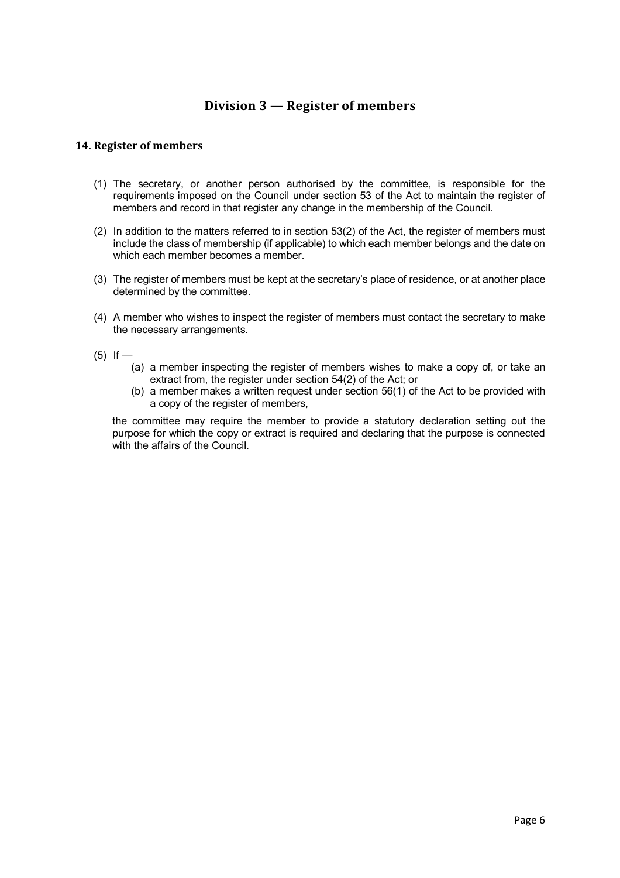## Division 3 — Register of members

### 14. Register of members

(1) The secretary, or another person authorised by the committee, is responsible for the requirements imposed on the Council under section 53 of the Act to maintain the register of members and record in that register any change in the membership of the Council.

(2) In addition to the matters referred to in section 53(2) of the Act, the register of members must include the class of membership (if applicable) to which each member belongs and the date on which each member becomes a member.

(3) The register of members must be kept at the secretary's place of residence, or at another place determined by the committee.

(4) A member who wishes to inspect the register of members must contact the secretary to make the necessary arrangements.

(5) If —

   (a) a member inspecting the register of members wishes to make a copy of, or take an extract from, the register under section 54(2) of the Act; or

   (b) a member makes a written request under section 56(1) of the Act to be provided with a copy of the register of members,

the committee may require the member to provide a statutory declaration setting out the purpose for which the copy or extract is required and declaring that the purpose is connected with the affairs of the Council.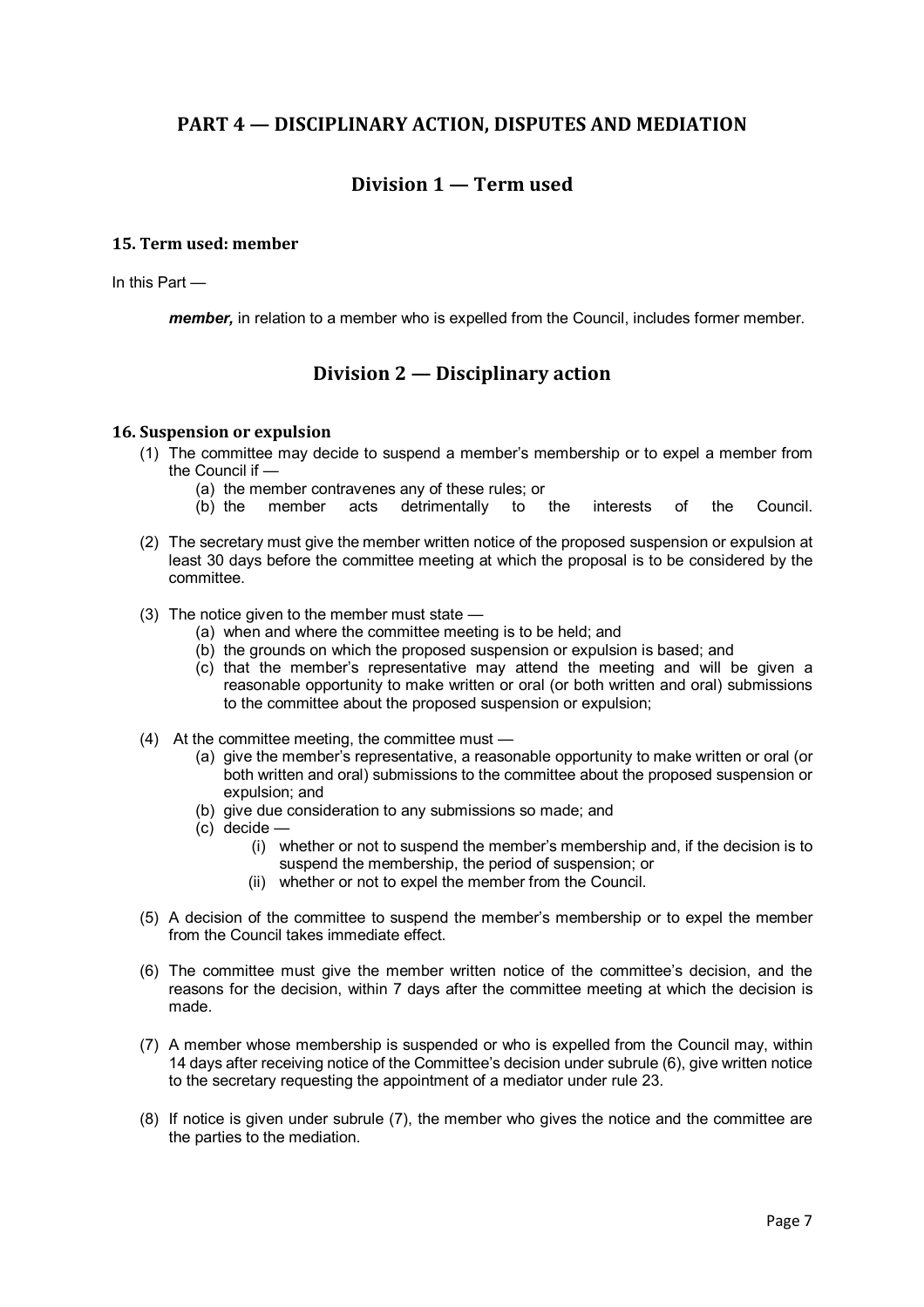## PART 4 — DISCIPLINARY ACTION, DISPUTES AND MEDIATION

### Division 1 — Term used

#### 15. Term used: member

In this Part —

> ***member,*** in relation to a member who is expelled from the Council, includes former member.

### Division 2 — Disciplinary action

#### 16. Suspension or expulsion

(1) The committee may decide to suspend a member's membership or to expel a member from the Council if —
   - (a) the member contravenes any of these rules; or
   - (b) the member acts detrimentally to the interests of the Council.

(2) The secretary must give the member written notice of the proposed suspension or expulsion at least 30 days before the committee meeting at which the proposal is to be considered by the committee.

(3) The notice given to the member must state —
   - (a) when and where the committee meeting is to be held; and
   - (b) the grounds on which the proposed suspension or expulsion is based; and
   - (c) that the member's representative may attend the meeting and will be given a reasonable opportunity to make written or oral (or both written and oral) submissions to the committee about the proposed suspension or expulsion;

(4) At the committee meeting, the committee must —
   - (a) give the member's representative, a reasonable opportunity to make written or oral (or both written and oral) submissions to the committee about the proposed suspension or expulsion; and
   - (b) give due consideration to any submissions so made; and
   - (c) decide —
     - (i) whether or not to suspend the member's membership and, if the decision is to suspend the membership, the period of suspension; or
     - (ii) whether or not to expel the member from the Council.

(5) A decision of the committee to suspend the member's membership or to expel the member from the Council takes immediate effect.

(6) The committee must give the member written notice of the committee's decision, and the reasons for the decision, within 7 days after the committee meeting at which the decision is made.

(7) A member whose membership is suspended or who is expelled from the Council may, within 14 days after receiving notice of the Committee's decision under subrule (6), give written notice to the secretary requesting the appointment of a mediator under rule 23.

(8) If notice is given under subrule (7), the member who gives the notice and the committee are the parties to the mediation.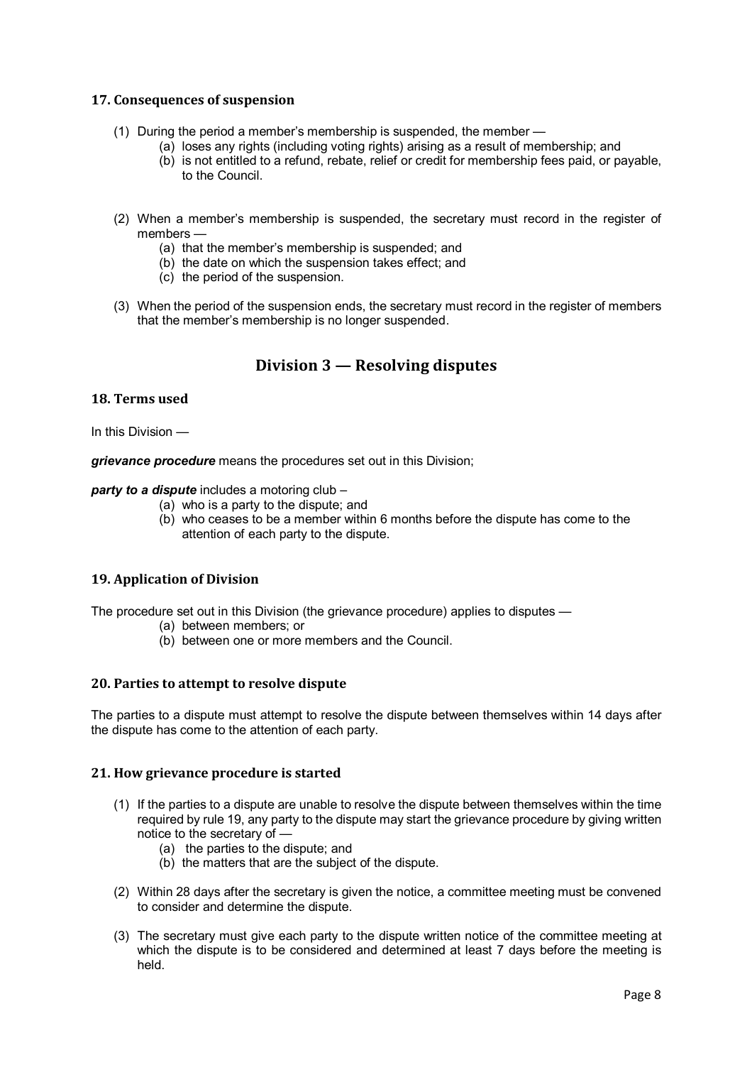### 17. Consequences of suspension

(1) During the period a member's membership is suspended, the member —

- (a) loses any rights (including voting rights) arising as a result of membership; and
- (b) is not entitled to a refund, rebate, relief or credit for membership fees paid, or payable, to the Council.

(2) When a member's membership is suspended, the secretary must record in the register of members —

- (a) that the member's membership is suspended; and
- (b) the date on which the suspension takes effect; and
- (c) the period of the suspension.

(3) When the period of the suspension ends, the secretary must record in the register of members that the member's membership is no longer suspended.

## Division 3 — Resolving disputes

### 18. Terms used

In this Division —

***grievance procedure*** means the procedures set out in this Division;

***party to a dispute*** includes a motoring club –

- (a) who is a party to the dispute; and
- (b) who ceases to be a member within 6 months before the dispute has come to the attention of each party to the dispute.

### 19. Application of Division

The procedure set out in this Division (the grievance procedure) applies to disputes —

- (a) between members; or
- (b) between one or more members and the Council.

### 20. Parties to attempt to resolve dispute

The parties to a dispute must attempt to resolve the dispute between themselves within 14 days after the dispute has come to the attention of each party.

### 21. How grievance procedure is started

(1) If the parties to a dispute are unable to resolve the dispute between themselves within the time required by rule 19, any party to the dispute may start the grievance procedure by giving written notice to the secretary of —

- (a) the parties to the dispute; and
- (b) the matters that are the subject of the dispute.

(2) Within 28 days after the secretary is given the notice, a committee meeting must be convened to consider and determine the dispute.

(3) The secretary must give each party to the dispute written notice of the committee meeting at which the dispute is to be considered and determined at least 7 days before the meeting is held.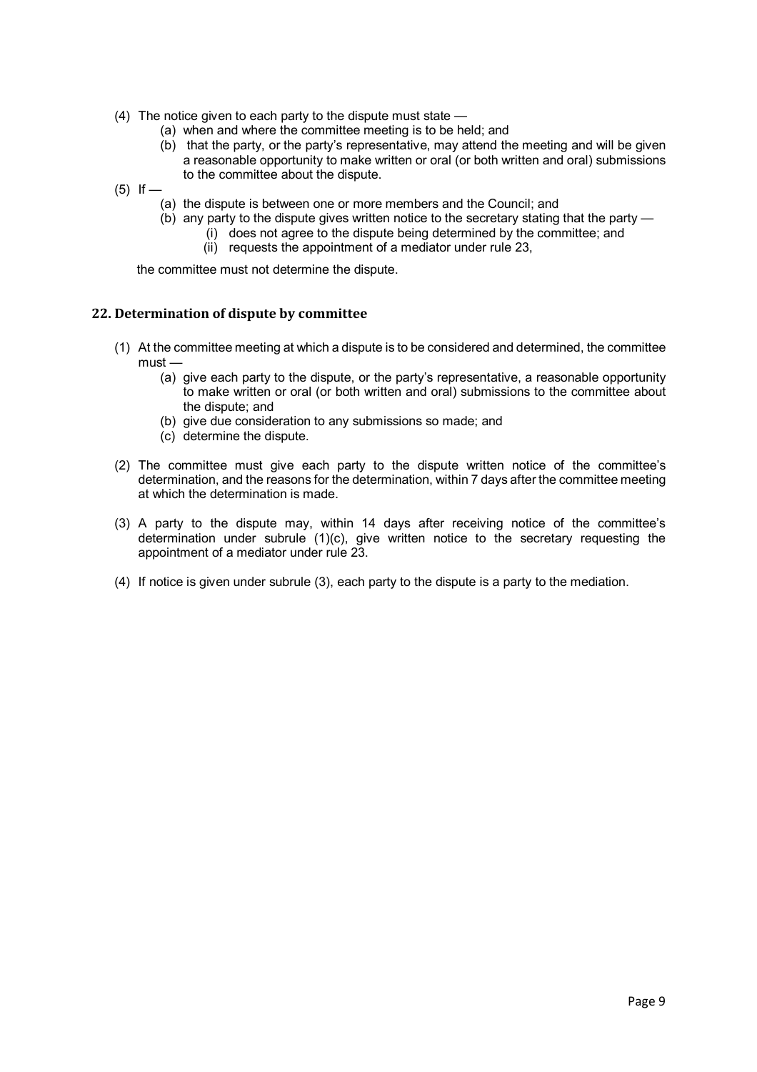(4) The notice given to each party to the dispute must state —
    (a) when and where the committee meeting is to be held; and
    (b) that the party, or the party's representative, may attend the meeting and will be given a reasonable opportunity to make written or oral (or both written and oral) submissions to the committee about the dispute.

(5) If —
    (a) the dispute is between one or more members and the Council; and
    (b) any party to the dispute gives written notice to the secretary stating that the party —
        (i) does not agree to the dispute being determined by the committee; and
        (ii) requests the appointment of a mediator under rule 23,

    the committee must not determine the dispute.

## 22. Determination of dispute by committee

(1) At the committee meeting at which a dispute is to be considered and determined, the committee must —
    (a) give each party to the dispute, or the party's representative, a reasonable opportunity to make written or oral (or both written and oral) submissions to the committee about the dispute; and
    (b) give due consideration to any submissions so made; and
    (c) determine the dispute.

(2) The committee must give each party to the dispute written notice of the committee's determination, and the reasons for the determination, within 7 days after the committee meeting at which the determination is made.

(3) A party to the dispute may, within 14 days after receiving notice of the committee's determination under subrule (1)(c), give written notice to the secretary requesting the appointment of a mediator under rule 23.

(4) If notice is given under subrule (3), each party to the dispute is a party to the mediation.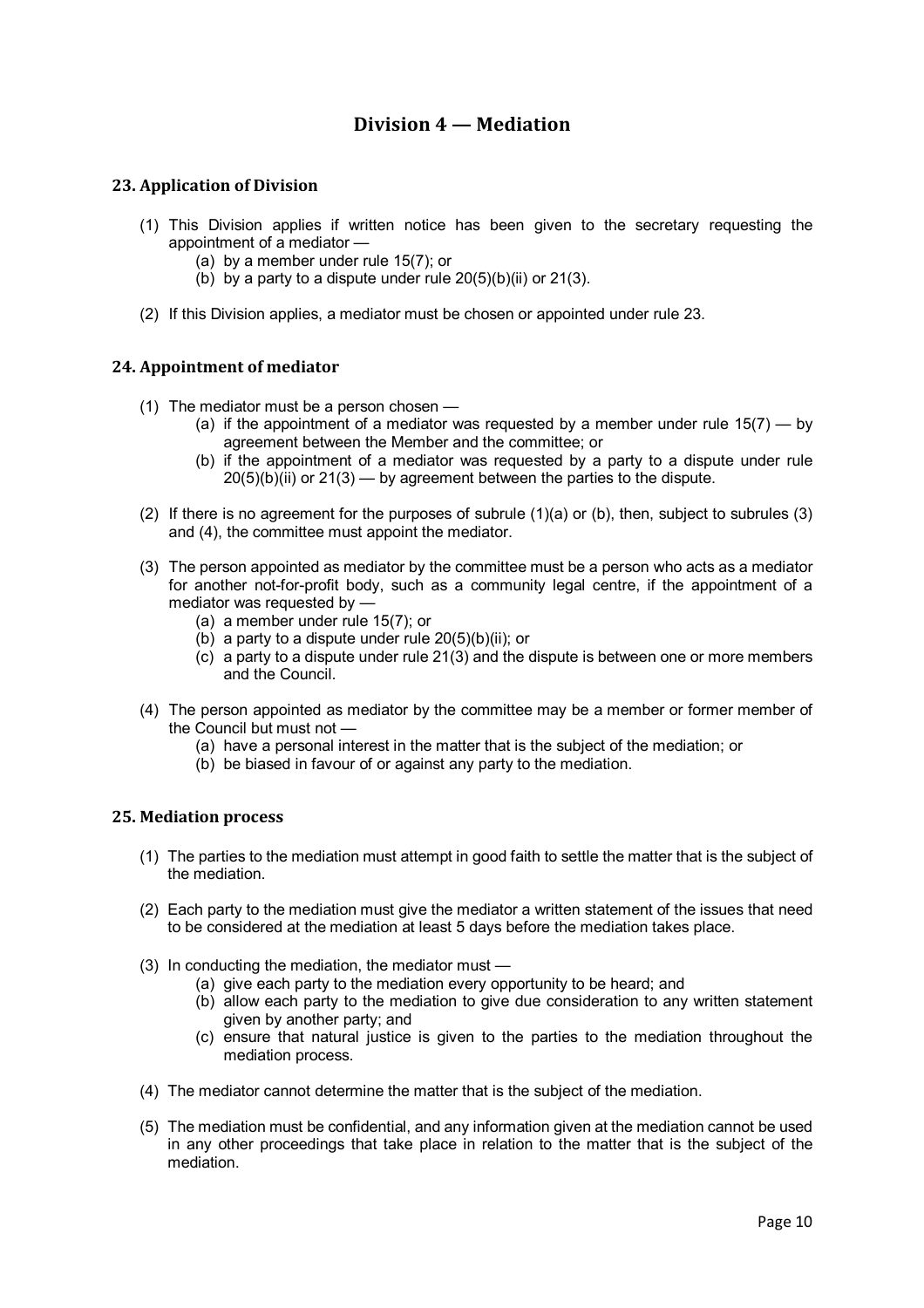## Division 4 — Mediation

### 23. Application of Division

(1) This Division applies if written notice has been given to the secretary requesting the appointment of a mediator —

- (a) by a member under rule 15(7); or
- (b) by a party to a dispute under rule 20(5)(b)(ii) or 21(3).

(2) If this Division applies, a mediator must be chosen or appointed under rule 23.

### 24. Appointment of mediator

(1) The mediator must be a person chosen —

- (a) if the appointment of a mediator was requested by a member under rule 15(7) — by agreement between the Member and the committee; or
- (b) if the appointment of a mediator was requested by a party to a dispute under rule 20(5)(b)(ii) or 21(3) — by agreement between the parties to the dispute.

(2) If there is no agreement for the purposes of subrule (1)(a) or (b), then, subject to subrules (3) and (4), the committee must appoint the mediator.

(3) The person appointed as mediator by the committee must be a person who acts as a mediator for another not-for-profit body, such as a community legal centre, if the appointment of a mediator was requested by —

- (a) a member under rule 15(7); or
- (b) a party to a dispute under rule 20(5)(b)(ii); or
- (c) a party to a dispute under rule 21(3) and the dispute is between one or more members and the Council.

(4) The person appointed as mediator by the committee may be a member or former member of the Council but must not —

- (a) have a personal interest in the matter that is the subject of the mediation; or
- (b) be biased in favour of or against any party to the mediation.

### 25. Mediation process

(1) The parties to the mediation must attempt in good faith to settle the matter that is the subject of the mediation.

(2) Each party to the mediation must give the mediator a written statement of the issues that need to be considered at the mediation at least 5 days before the mediation takes place.

(3) In conducting the mediation, the mediator must —

- (a) give each party to the mediation every opportunity to be heard; and
- (b) allow each party to the mediation to give due consideration to any written statement given by another party; and
- (c) ensure that natural justice is given to the parties to the mediation throughout the mediation process.

(4) The mediator cannot determine the matter that is the subject of the mediation.

(5) The mediation must be confidential, and any information given at the mediation cannot be used in any other proceedings that take place in relation to the matter that is the subject of the mediation.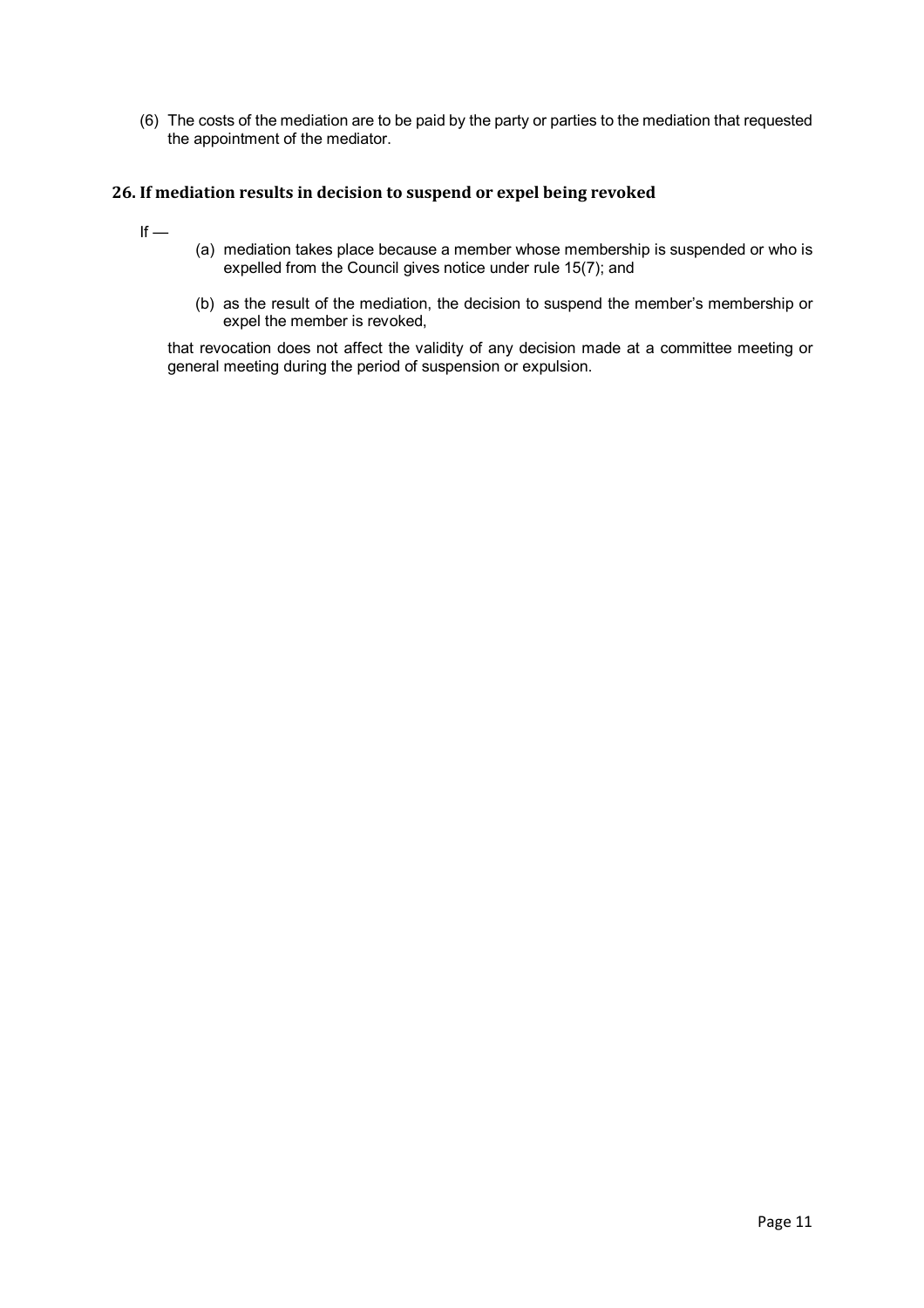(6) The costs of the mediation are to be paid by the party or parties to the mediation that requested the appointment of the mediator.

## 26. If mediation results in decision to suspend or expel being revoked

If —

(a) mediation takes place because a member whose membership is suspended or who is expelled from the Council gives notice under rule 15(7); and

(b) as the result of the mediation, the decision to suspend the member's membership or expel the member is revoked,

that revocation does not affect the validity of any decision made at a committee meeting or general meeting during the period of suspension or expulsion.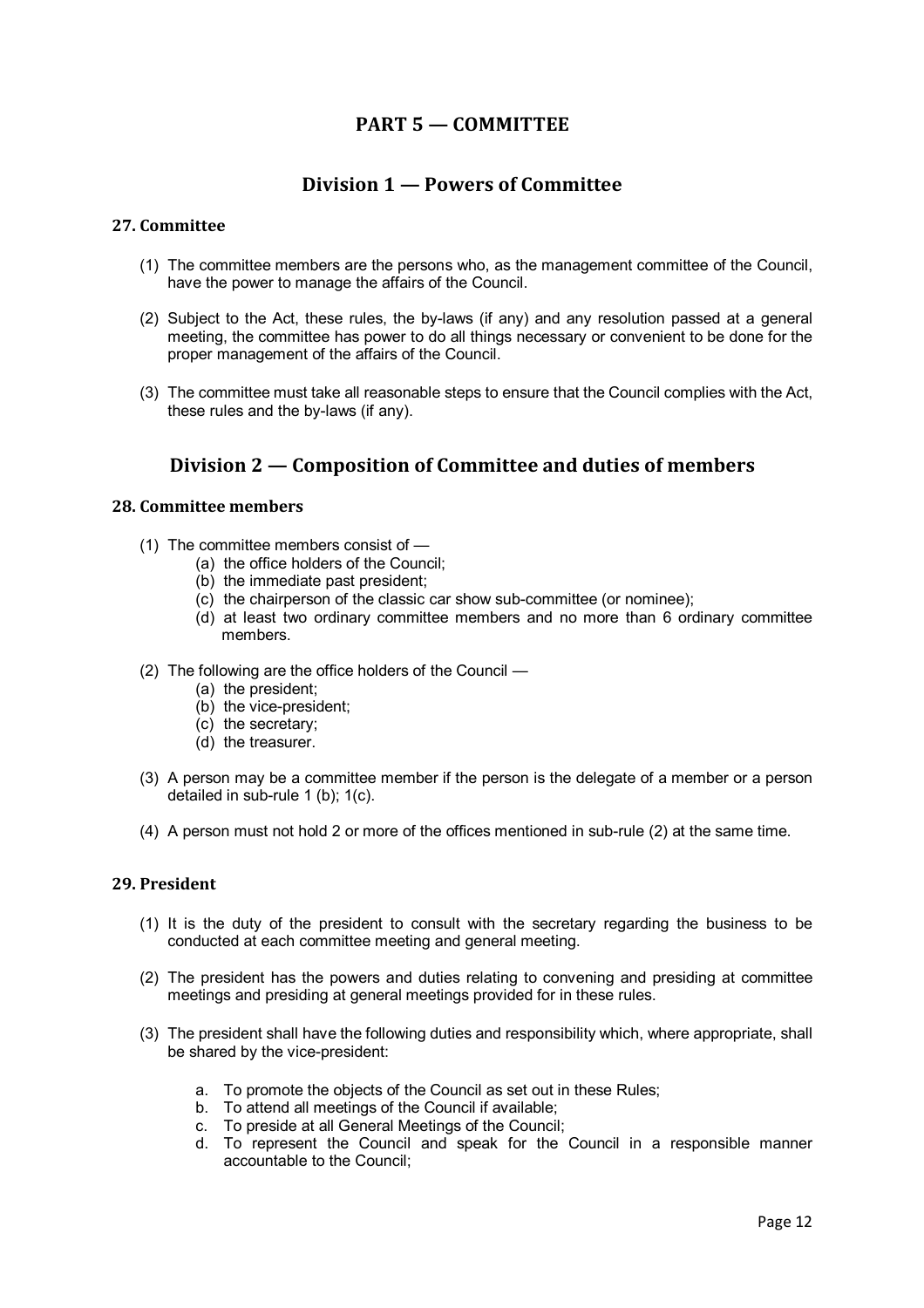# PART 5 — COMMITTEE

## Division 1 — Powers of Committee

### 27. Committee

(1) The committee members are the persons who, as the management committee of the Council, have the power to manage the affairs of the Council.

(2) Subject to the Act, these rules, the by-laws (if any) and any resolution passed at a general meeting, the committee has power to do all things necessary or convenient to be done for the proper management of the affairs of the Council.

(3) The committee must take all reasonable steps to ensure that the Council complies with the Act, these rules and the by-laws (if any).

## Division 2 — Composition of Committee and duties of members

### 28. Committee members

(1) The committee members consist of —
   - (a) the office holders of the Council;
   - (b) the immediate past president;
   - (c) the chairperson of the classic car show sub-committee (or nominee);
   - (d) at least two ordinary committee members and no more than 6 ordinary committee members.

(2) The following are the office holders of the Council —
   - (a) the president;
   - (b) the vice-president;
   - (c) the secretary;
   - (d) the treasurer.

(3) A person may be a committee member if the person is the delegate of a member or a person detailed in sub-rule 1 (b); 1(c).

(4) A person must not hold 2 or more of the offices mentioned in sub-rule (2) at the same time.

### 29. President

(1) It is the duty of the president to consult with the secretary regarding the business to be conducted at each committee meeting and general meeting.

(2) The president has the powers and duties relating to convening and presiding at committee meetings and presiding at general meetings provided for in these rules.

(3) The president shall have the following duties and responsibility which, where appropriate, shall be shared by the vice-president:

   a. To promote the objects of the Council as set out in these Rules;
   b. To attend all meetings of the Council if available;
   c. To preside at all General Meetings of the Council;
   d. To represent the Council and speak for the Council in a responsible manner accountable to the Council;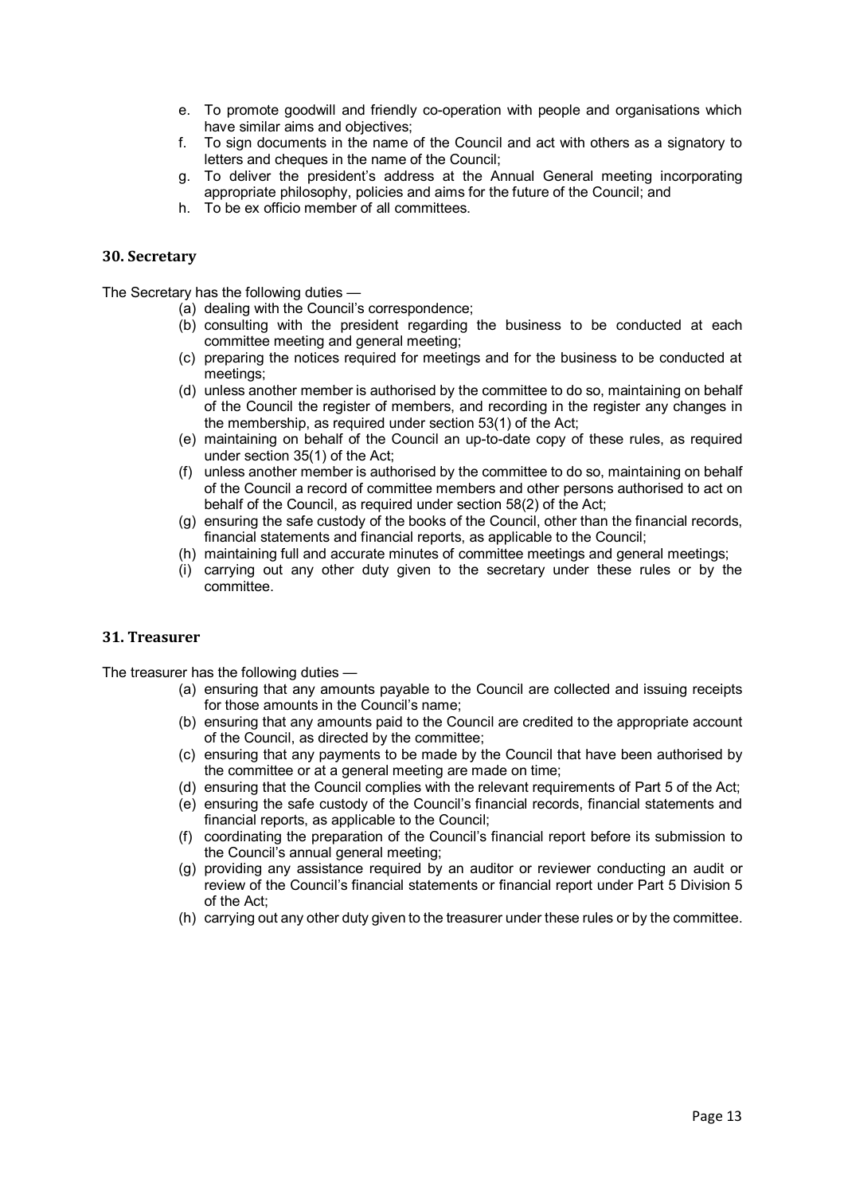e. To promote goodwill and friendly co-operation with people and organisations which have similar aims and objectives;
f. To sign documents in the name of the Council and act with others as a signatory to letters and cheques in the name of the Council;
g. To deliver the president's address at the Annual General meeting incorporating appropriate philosophy, policies and aims for the future of the Council; and
h. To be ex officio member of all committees.

### 30. Secretary

The Secretary has the following duties —

(a) dealing with the Council's correspondence;
(b) consulting with the president regarding the business to be conducted at each committee meeting and general meeting;
(c) preparing the notices required for meetings and for the business to be conducted at meetings;
(d) unless another member is authorised by the committee to do so, maintaining on behalf of the Council the register of members, and recording in the register any changes in the membership, as required under section 53(1) of the Act;
(e) maintaining on behalf of the Council an up-to-date copy of these rules, as required under section 35(1) of the Act;
(f) unless another member is authorised by the committee to do so, maintaining on behalf of the Council a record of committee members and other persons authorised to act on behalf of the Council, as required under section 58(2) of the Act;
(g) ensuring the safe custody of the books of the Council, other than the financial records, financial statements and financial reports, as applicable to the Council;
(h) maintaining full and accurate minutes of committee meetings and general meetings;
(i) carrying out any other duty given to the secretary under these rules or by the committee.

### 31. Treasurer

The treasurer has the following duties —

(a) ensuring that any amounts payable to the Council are collected and issuing receipts for those amounts in the Council's name;
(b) ensuring that any amounts paid to the Council are credited to the appropriate account of the Council, as directed by the committee;
(c) ensuring that any payments to be made by the Council that have been authorised by the committee or at a general meeting are made on time;
(d) ensuring that the Council complies with the relevant requirements of Part 5 of the Act;
(e) ensuring the safe custody of the Council's financial records, financial statements and financial reports, as applicable to the Council;
(f) coordinating the preparation of the Council's financial report before its submission to the Council's annual general meeting;
(g) providing any assistance required by an auditor or reviewer conducting an audit or review of the Council's financial statements or financial report under Part 5 Division 5 of the Act;
(h) carrying out any other duty given to the treasurer under these rules or by the committee.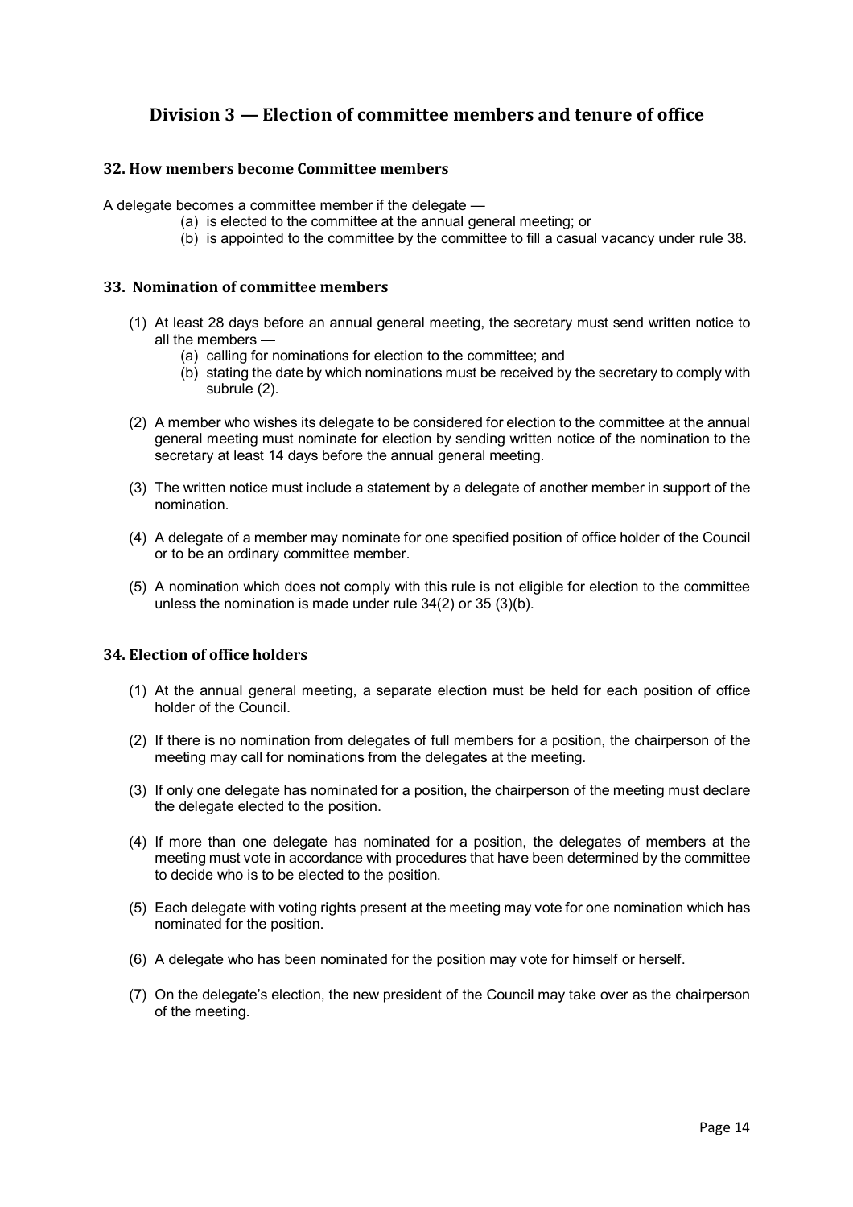## Division 3 — Election of committee members and tenure of office

### 32. How members become Committee members

A delegate becomes a committee member if the delegate —

- (a) is elected to the committee at the annual general meeting; or
- (b) is appointed to the committee by the committee to fill a casual vacancy under rule 38.

### 33. Nomination of committee members

(1) At least 28 days before an annual general meeting, the secretary must send written notice to all the members —

- (a) calling for nominations for election to the committee; and
- (b) stating the date by which nominations must be received by the secretary to comply with subrule (2).

(2) A member who wishes its delegate to be considered for election to the committee at the annual general meeting must nominate for election by sending written notice of the nomination to the secretary at least 14 days before the annual general meeting.

(3) The written notice must include a statement by a delegate of another member in support of the nomination.

(4) A delegate of a member may nominate for one specified position of office holder of the Council or to be an ordinary committee member.

(5) A nomination which does not comply with this rule is not eligible for election to the committee unless the nomination is made under rule 34(2) or 35 (3)(b).

### 34. Election of office holders

(1) At the annual general meeting, a separate election must be held for each position of office holder of the Council.

(2) If there is no nomination from delegates of full members for a position, the chairperson of the meeting may call for nominations from the delegates at the meeting.

(3) If only one delegate has nominated for a position, the chairperson of the meeting must declare the delegate elected to the position.

(4) If more than one delegate has nominated for a position, the delegates of members at the meeting must vote in accordance with procedures that have been determined by the committee to decide who is to be elected to the position.

(5) Each delegate with voting rights present at the meeting may vote for one nomination which has nominated for the position.

(6) A delegate who has been nominated for the position may vote for himself or herself.

(7) On the delegate's election, the new president of the Council may take over as the chairperson of the meeting.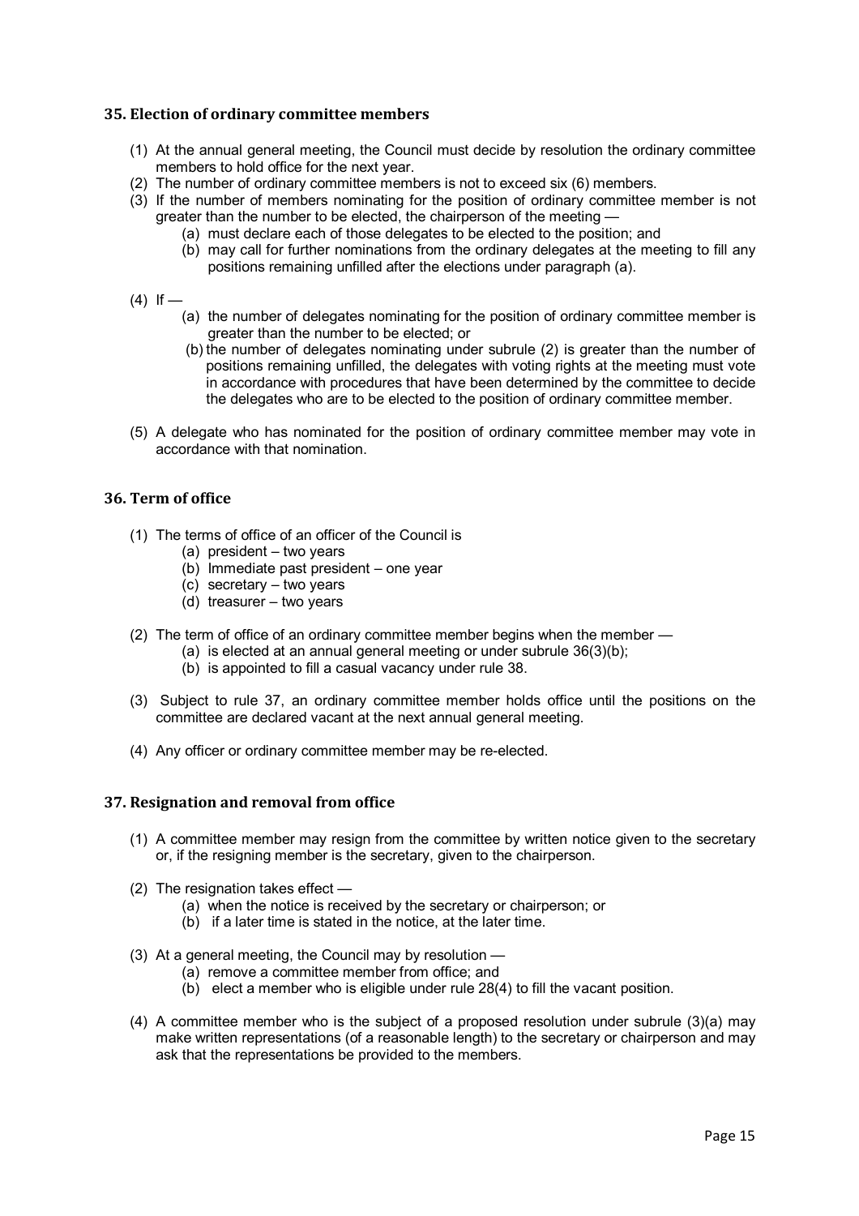## 35. Election of ordinary committee members

(1) At the annual general meeting, the Council must decide by resolution the ordinary committee members to hold office for the next year.

(2) The number of ordinary committee members is not to exceed six (6) members.

(3) If the number of members nominating for the position of ordinary committee member is not greater than the number to be elected, the chairperson of the meeting —

   (a) must declare each of those delegates to be elected to the position; and

   (b) may call for further nominations from the ordinary delegates at the meeting to fill any positions remaining unfilled after the elections under paragraph (a).

(4) If —

   (a) the number of delegates nominating for the position of ordinary committee member is greater than the number to be elected; or

   (b) the number of delegates nominating under subrule (2) is greater than the number of positions remaining unfilled, the delegates with voting rights at the meeting must vote in accordance with procedures that have been determined by the committee to decide the delegates who are to be elected to the position of ordinary committee member.

(5) A delegate who has nominated for the position of ordinary committee member may vote in accordance with that nomination.

## 36. Term of office

(1) The terms of office of an officer of the Council is

   (a) president – two years

   (b) Immediate past president – one year

   (c) secretary – two years

   (d) treasurer – two years

(2) The term of office of an ordinary committee member begins when the member —

   (a) is elected at an annual general meeting or under subrule 36(3)(b);

   (b) is appointed to fill a casual vacancy under rule 38.

(3) Subject to rule 37, an ordinary committee member holds office until the positions on the committee are declared vacant at the next annual general meeting.

(4) Any officer or ordinary committee member may be re-elected.

## 37. Resignation and removal from office

(1) A committee member may resign from the committee by written notice given to the secretary or, if the resigning member is the secretary, given to the chairperson.

(2) The resignation takes effect —

   (a) when the notice is received by the secretary or chairperson; or

   (b) if a later time is stated in the notice, at the later time.

(3) At a general meeting, the Council may by resolution —

   (a) remove a committee member from office; and

   (b) elect a member who is eligible under rule 28(4) to fill the vacant position.

(4) A committee member who is the subject of a proposed resolution under subrule (3)(a) may make written representations (of a reasonable length) to the secretary or chairperson and may ask that the representations be provided to the members.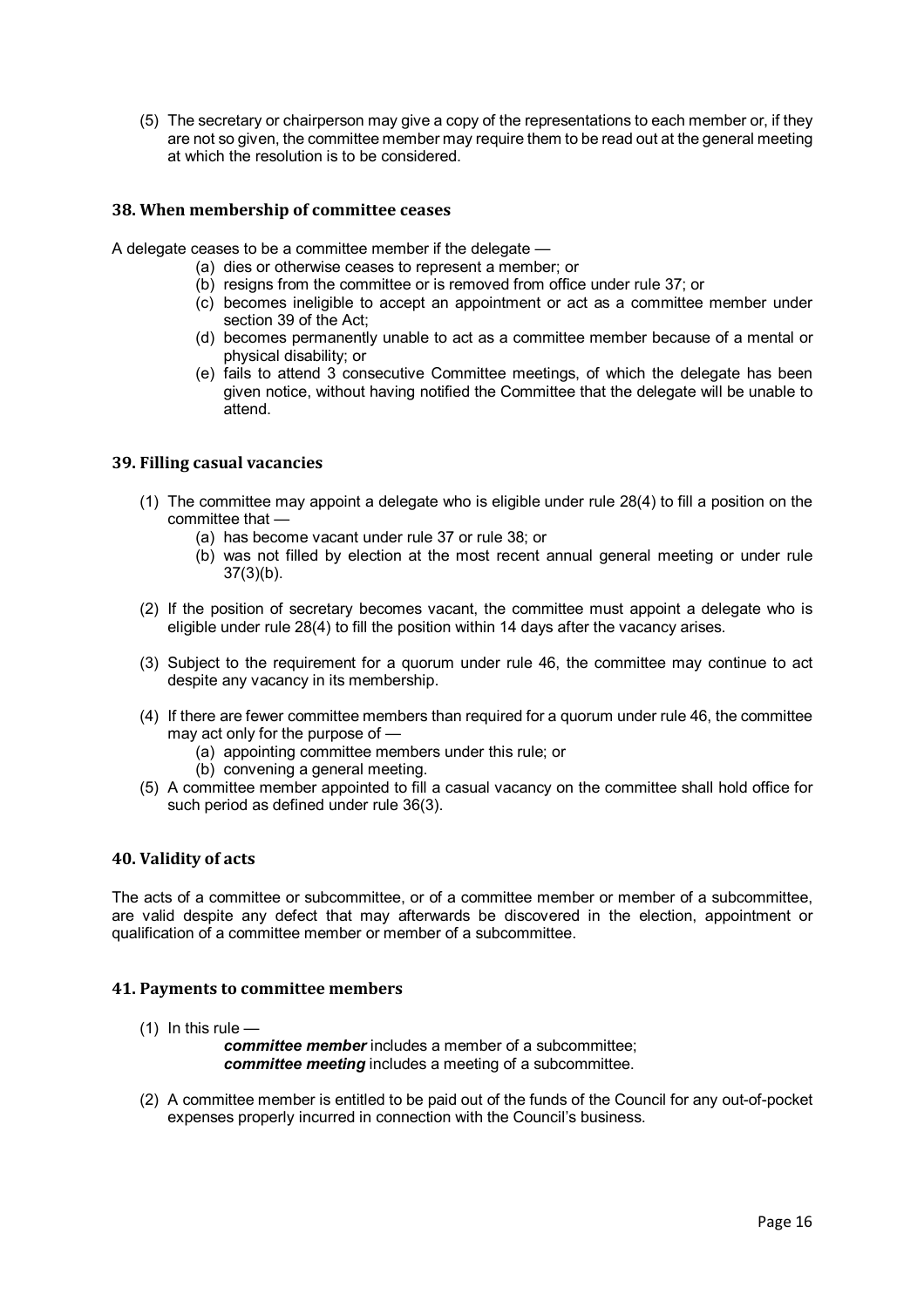(5) The secretary or chairperson may give a copy of the representations to each member or, if they are not so given, the committee member may require them to be read out at the general meeting at which the resolution is to be considered.

## 38. When membership of committee ceases

A delegate ceases to be a committee member if the delegate —

- (a) dies or otherwise ceases to represent a member; or
- (b) resigns from the committee or is removed from office under rule 37; or
- (c) becomes ineligible to accept an appointment or act as a committee member under section 39 of the Act;
- (d) becomes permanently unable to act as a committee member because of a mental or physical disability; or
- (e) fails to attend 3 consecutive Committee meetings, of which the delegate has been given notice, without having notified the Committee that the delegate will be unable to attend.

## 39. Filling casual vacancies

(1) The committee may appoint a delegate who is eligible under rule 28(4) to fill a position on the committee that —

- (a) has become vacant under rule 37 or rule 38; or
- (b) was not filled by election at the most recent annual general meeting or under rule 37(3)(b).

(2) If the position of secretary becomes vacant, the committee must appoint a delegate who is eligible under rule 28(4) to fill the position within 14 days after the vacancy arises.

(3) Subject to the requirement for a quorum under rule 46, the committee may continue to act despite any vacancy in its membership.

(4) If there are fewer committee members than required for a quorum under rule 46, the committee may act only for the purpose of —

- (a) appointing committee members under this rule; or
- (b) convening a general meeting.

(5) A committee member appointed to fill a casual vacancy on the committee shall hold office for such period as defined under rule 36(3).

## 40. Validity of acts

The acts of a committee or subcommittee, or of a committee member or member of a subcommittee, are valid despite any defect that may afterwards be discovered in the election, appointment or qualification of a committee member or member of a subcommittee.

## 41. Payments to committee members

(1) In this rule —

***committee member*** includes a member of a subcommittee;
***committee meeting*** includes a meeting of a subcommittee.

(2) A committee member is entitled to be paid out of the funds of the Council for any out-of-pocket expenses properly incurred in connection with the Council's business.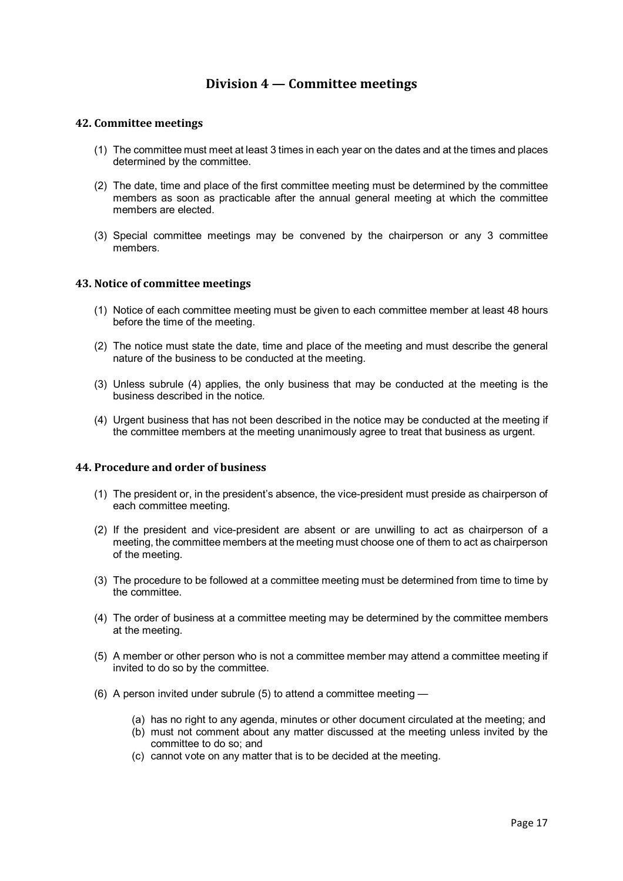## Division 4 — Committee meetings

### 42. Committee meetings

(1) The committee must meet at least 3 times in each year on the dates and at the times and places determined by the committee.

(2) The date, time and place of the first committee meeting must be determined by the committee members as soon as practicable after the annual general meeting at which the committee members are elected.

(3) Special committee meetings may be convened by the chairperson or any 3 committee members.

### 43. Notice of committee meetings

(1) Notice of each committee meeting must be given to each committee member at least 48 hours before the time of the meeting.

(2) The notice must state the date, time and place of the meeting and must describe the general nature of the business to be conducted at the meeting.

(3) Unless subrule (4) applies, the only business that may be conducted at the meeting is the business described in the notice.

(4) Urgent business that has not been described in the notice may be conducted at the meeting if the committee members at the meeting unanimously agree to treat that business as urgent.

### 44. Procedure and order of business

(1) The president or, in the president's absence, the vice-president must preside as chairperson of each committee meeting.

(2) If the president and vice-president are absent or are unwilling to act as chairperson of a meeting, the committee members at the meeting must choose one of them to act as chairperson of the meeting.

(3) The procedure to be followed at a committee meeting must be determined from time to time by the committee.

(4) The order of business at a committee meeting may be determined by the committee members at the meeting.

(5) A member or other person who is not a committee member may attend a committee meeting if invited to do so by the committee.

(6) A person invited under subrule (5) to attend a committee meeting —

- (a) has no right to any agenda, minutes or other document circulated at the meeting; and
- (b) must not comment about any matter discussed at the meeting unless invited by the committee to do so; and
- (c) cannot vote on any matter that is to be decided at the meeting.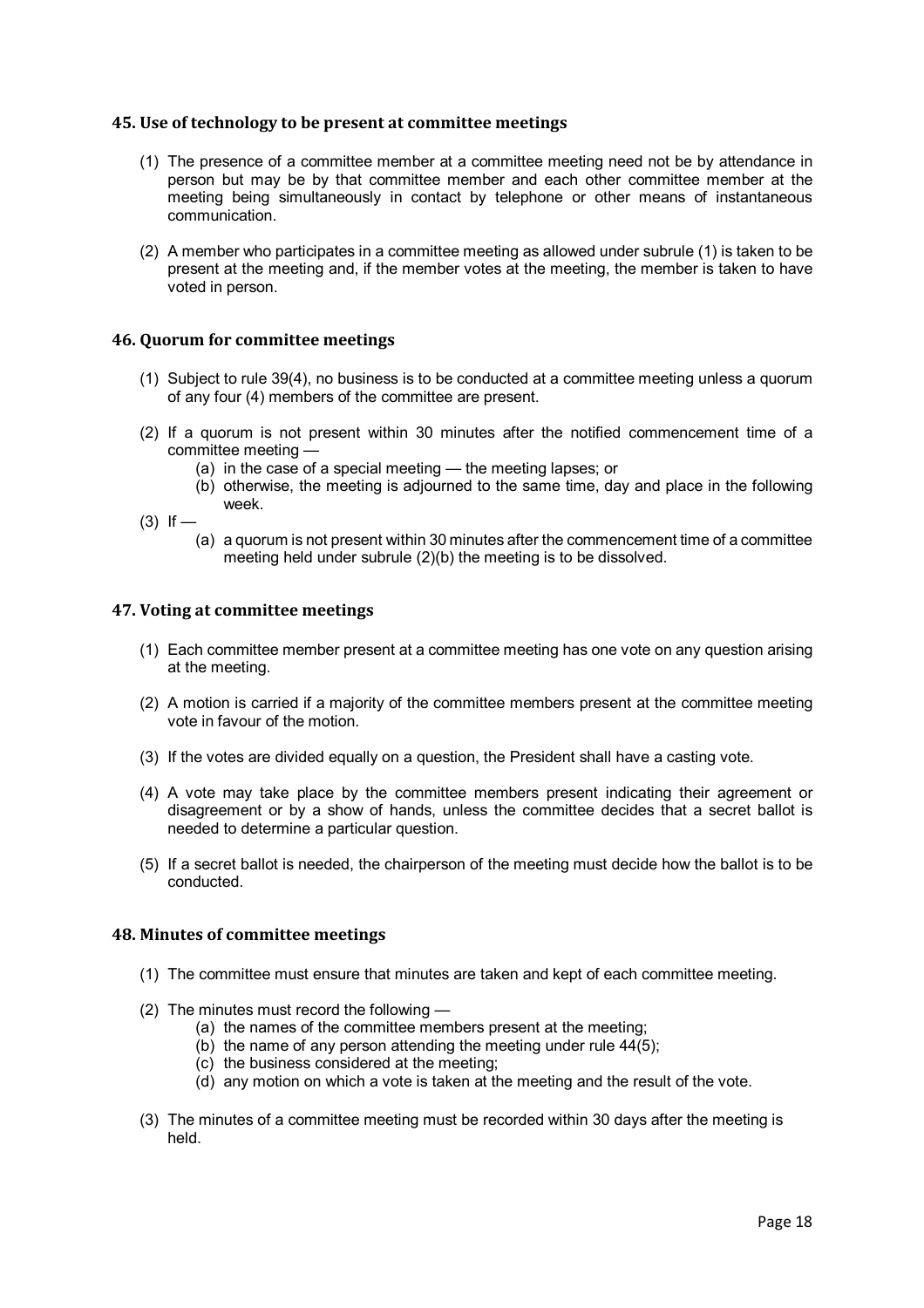### 45. Use of technology to be present at committee meetings

(1) The presence of a committee member at a committee meeting need not be by attendance in person but may be by that committee member and each other committee member at the meeting being simultaneously in contact by telephone or other means of instantaneous communication.

(2) A member who participates in a committee meeting as allowed under subrule (1) is taken to be present at the meeting and, if the member votes at the meeting, the member is taken to have voted in person.

### 46. Quorum for committee meetings

(1) Subject to rule 39(4), no business is to be conducted at a committee meeting unless a quorum of any four (4) members of the committee are present.

(2) If a quorum is not present within 30 minutes after the notified commencement time of a committee meeting —
   - (a) in the case of a special meeting — the meeting lapses; or
   - (b) otherwise, the meeting is adjourned to the same time, day and place in the following week.

(3) If —
   - (a) a quorum is not present within 30 minutes after the commencement time of a committee meeting held under subrule (2)(b) the meeting is to be dissolved.

### 47. Voting at committee meetings

(1) Each committee member present at a committee meeting has one vote on any question arising at the meeting.

(2) A motion is carried if a majority of the committee members present at the committee meeting vote in favour of the motion.

(3) If the votes are divided equally on a question, the President shall have a casting vote.

(4) A vote may take place by the committee members present indicating their agreement or disagreement or by a show of hands, unless the committee decides that a secret ballot is needed to determine a particular question.

(5) If a secret ballot is needed, the chairperson of the meeting must decide how the ballot is to be conducted.

### 48. Minutes of committee meetings

(1) The committee must ensure that minutes are taken and kept of each committee meeting.

(2) The minutes must record the following —
   - (a) the names of the committee members present at the meeting;
   - (b) the name of any person attending the meeting under rule 44(5);
   - (c) the business considered at the meeting;
   - (d) any motion on which a vote is taken at the meeting and the result of the vote.

(3) The minutes of a committee meeting must be recorded within 30 days after the meeting is held.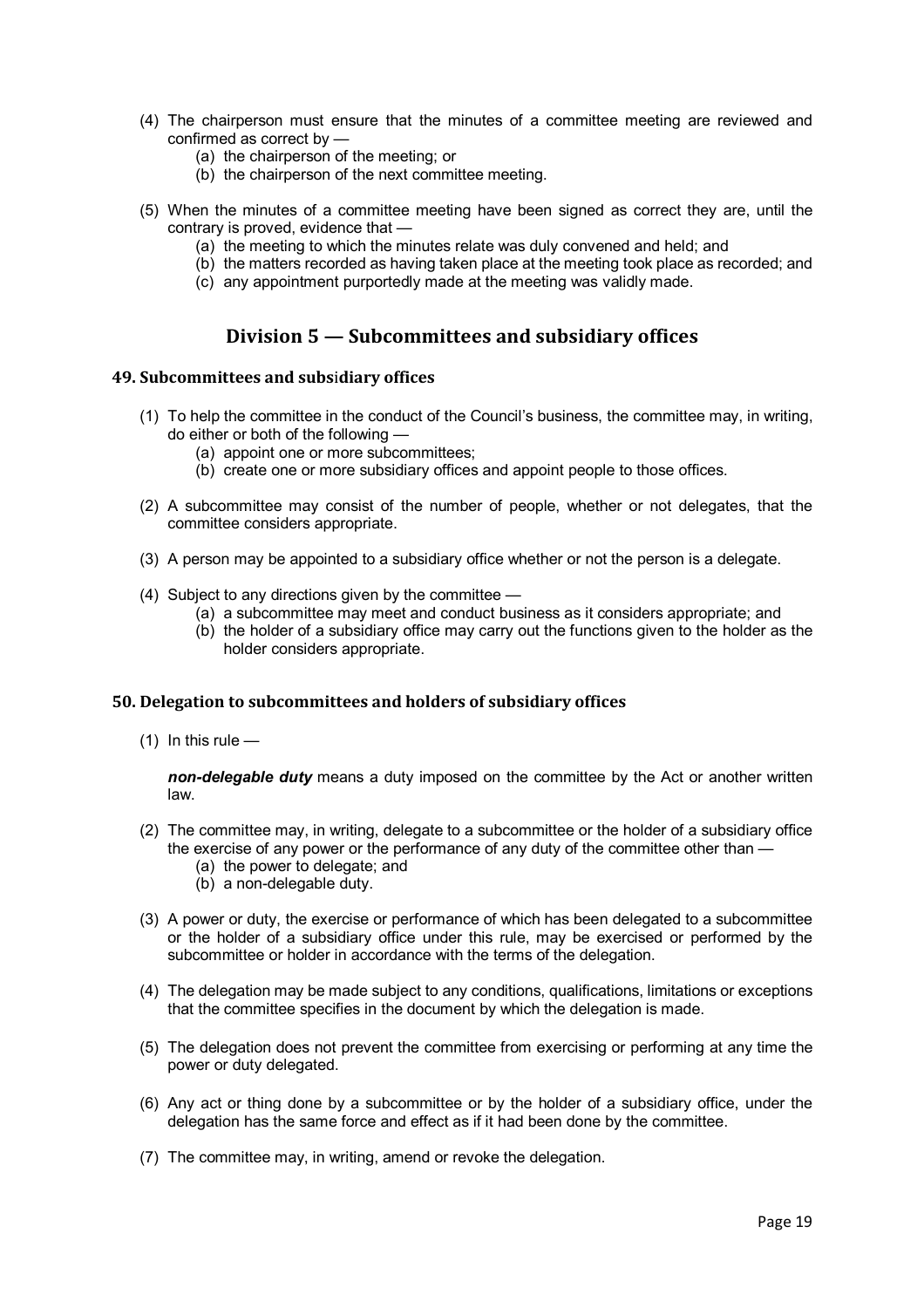(4) The chairperson must ensure that the minutes of a committee meeting are reviewed and confirmed as correct by —

  (a) the chairperson of the meeting; or
  (b) the chairperson of the next committee meeting.

(5) When the minutes of a committee meeting have been signed as correct they are, until the contrary is proved, evidence that —

  (a) the meeting to which the minutes relate was duly convened and held; and
  (b) the matters recorded as having taken place at the meeting took place as recorded; and
  (c) any appointment purportedly made at the meeting was validly made.

## Division 5 — Subcommittees and subsidiary offices

### 49. Subcommittees and subsidiary offices

(1) To help the committee in the conduct of the Council's business, the committee may, in writing, do either or both of the following —

  (a) appoint one or more subcommittees;
  (b) create one or more subsidiary offices and appoint people to those offices.

(2) A subcommittee may consist of the number of people, whether or not delegates, that the committee considers appropriate.

(3) A person may be appointed to a subsidiary office whether or not the person is a delegate.

(4) Subject to any directions given by the committee —

  (a) a subcommittee may meet and conduct business as it considers appropriate; and
  (b) the holder of a subsidiary office may carry out the functions given to the holder as the holder considers appropriate.

### 50. Delegation to subcommittees and holders of subsidiary offices

(1) In this rule —

***non-delegable duty*** means a duty imposed on the committee by the Act or another written law.

(2) The committee may, in writing, delegate to a subcommittee or the holder of a subsidiary office the exercise of any power or the performance of any duty of the committee other than —

  (a) the power to delegate; and
  (b) a non-delegable duty.

(3) A power or duty, the exercise or performance of which has been delegated to a subcommittee or the holder of a subsidiary office under this rule, may be exercised or performed by the subcommittee or holder in accordance with the terms of the delegation.

(4) The delegation may be made subject to any conditions, qualifications, limitations or exceptions that the committee specifies in the document by which the delegation is made.

(5) The delegation does not prevent the committee from exercising or performing at any time the power or duty delegated.

(6) Any act or thing done by a subcommittee or by the holder of a subsidiary office, under the delegation has the same force and effect as if it had been done by the committee.

(7) The committee may, in writing, amend or revoke the delegation.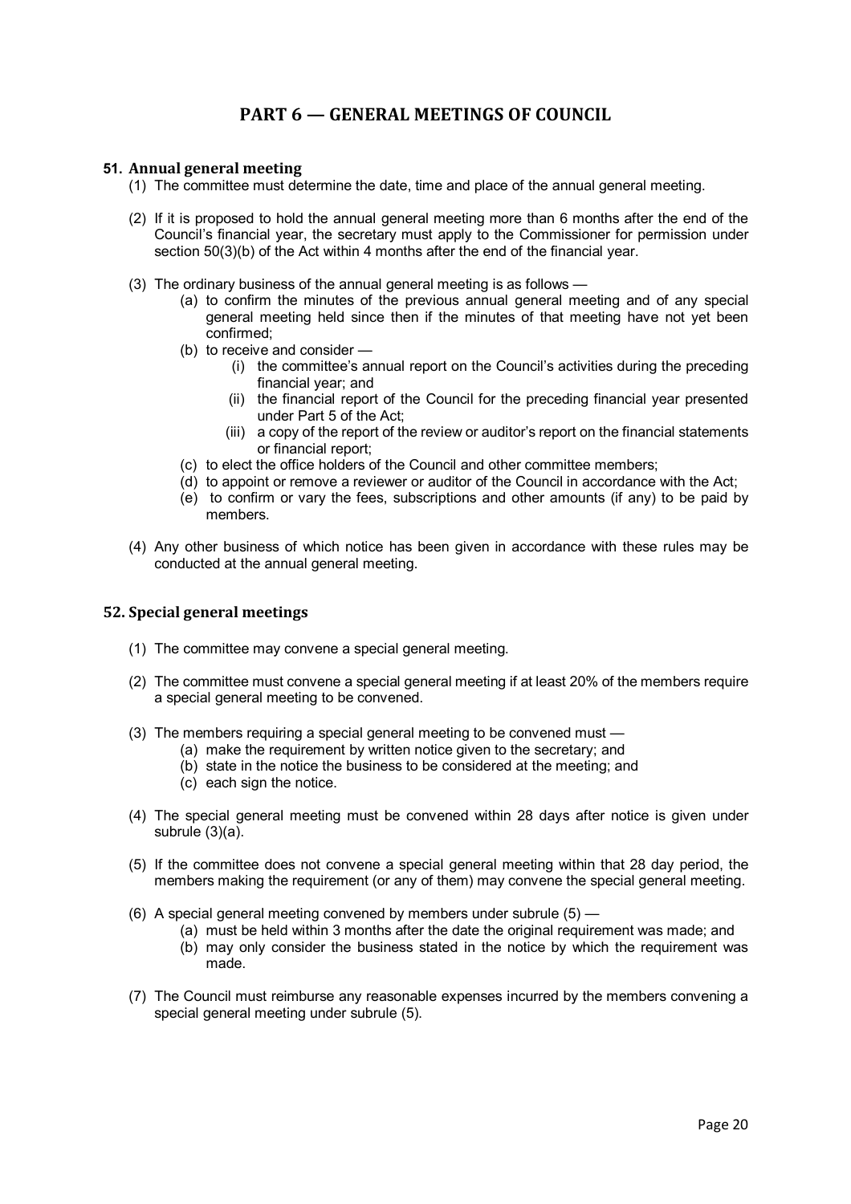# PART 6 — GENERAL MEETINGS OF COUNCIL

### 51. Annual general meeting

(1) The committee must determine the date, time and place of the annual general meeting.

(2) If it is proposed to hold the annual general meeting more than 6 months after the end of the Council's financial year, the secretary must apply to the Commissioner for permission under section 50(3)(b) of the Act within 4 months after the end of the financial year.

(3) The ordinary business of the annual general meeting is as follows —

- (a) to confirm the minutes of the previous annual general meeting and of any special general meeting held since then if the minutes of that meeting have not yet been confirmed;
- (b) to receive and consider —
  - (i) the committee's annual report on the Council's activities during the preceding financial year; and
  - (ii) the financial report of the Council for the preceding financial year presented under Part 5 of the Act;
  - (iii) a copy of the report of the review or auditor's report on the financial statements or financial report;
- (c) to elect the office holders of the Council and other committee members;
- (d) to appoint or remove a reviewer or auditor of the Council in accordance with the Act;
- (e) to confirm or vary the fees, subscriptions and other amounts (if any) to be paid by members.

(4) Any other business of which notice has been given in accordance with these rules may be conducted at the annual general meeting.

### 52. Special general meetings

(1) The committee may convene a special general meeting.

(2) The committee must convene a special general meeting if at least 20% of the members require a special general meeting to be convened.

(3) The members requiring a special general meeting to be convened must —

- (a) make the requirement by written notice given to the secretary; and
- (b) state in the notice the business to be considered at the meeting; and
- (c) each sign the notice.

(4) The special general meeting must be convened within 28 days after notice is given under subrule (3)(a).

(5) If the committee does not convene a special general meeting within that 28 day period, the members making the requirement (or any of them) may convene the special general meeting.

(6) A special general meeting convened by members under subrule (5) —

- (a) must be held within 3 months after the date the original requirement was made; and
- (b) may only consider the business stated in the notice by which the requirement was made.

(7) The Council must reimburse any reasonable expenses incurred by the members convening a special general meeting under subrule (5).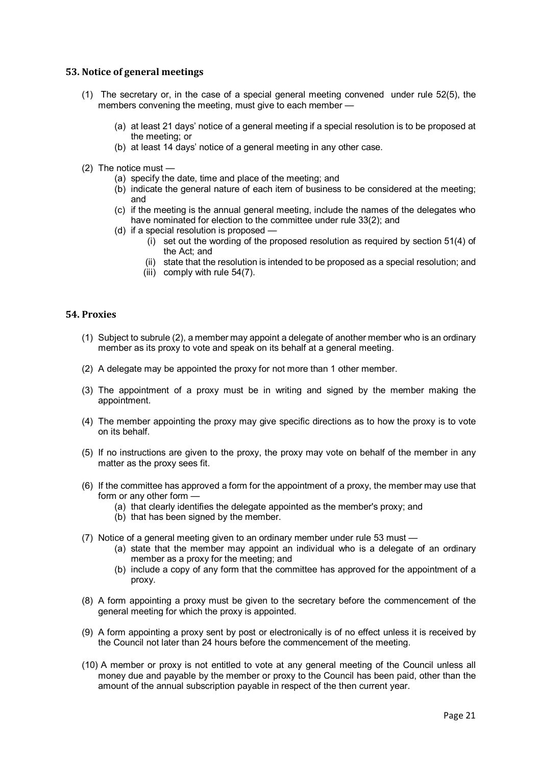## 53. Notice of general meetings

(1) The secretary or, in the case of a special general meeting convened under rule 52(5), the members convening the meeting, must give to each member —

- (a) at least 21 days' notice of a general meeting if a special resolution is to be proposed at the meeting; or
- (b) at least 14 days' notice of a general meeting in any other case.

(2) The notice must —

- (a) specify the date, time and place of the meeting; and
- (b) indicate the general nature of each item of business to be considered at the meeting; and
- (c) if the meeting is the annual general meeting, include the names of the delegates who have nominated for election to the committee under rule 33(2); and
- (d) if a special resolution is proposed —
  - (i) set out the wording of the proposed resolution as required by section 51(4) of the Act; and
  - (ii) state that the resolution is intended to be proposed as a special resolution; and
  - (iii) comply with rule 54(7).

## 54. Proxies

(1) Subject to subrule (2), a member may appoint a delegate of another member who is an ordinary member as its proxy to vote and speak on its behalf at a general meeting.

(2) A delegate may be appointed the proxy for not more than 1 other member.

(3) The appointment of a proxy must be in writing and signed by the member making the appointment.

(4) The member appointing the proxy may give specific directions as to how the proxy is to vote on its behalf.

(5) If no instructions are given to the proxy, the proxy may vote on behalf of the member in any matter as the proxy sees fit.

(6) If the committee has approved a form for the appointment of a proxy, the member may use that form or any other form —

- (a) that clearly identifies the delegate appointed as the member's proxy; and
- (b) that has been signed by the member.

(7) Notice of a general meeting given to an ordinary member under rule 53 must —

- (a) state that the member may appoint an individual who is a delegate of an ordinary member as a proxy for the meeting; and
- (b) include a copy of any form that the committee has approved for the appointment of a proxy.

(8) A form appointing a proxy must be given to the secretary before the commencement of the general meeting for which the proxy is appointed.

(9) A form appointing a proxy sent by post or electronically is of no effect unless it is received by the Council not later than 24 hours before the commencement of the meeting.

(10) A member or proxy is not entitled to vote at any general meeting of the Council unless all money due and payable by the member or proxy to the Council has been paid, other than the amount of the annual subscription payable in respect of the then current year.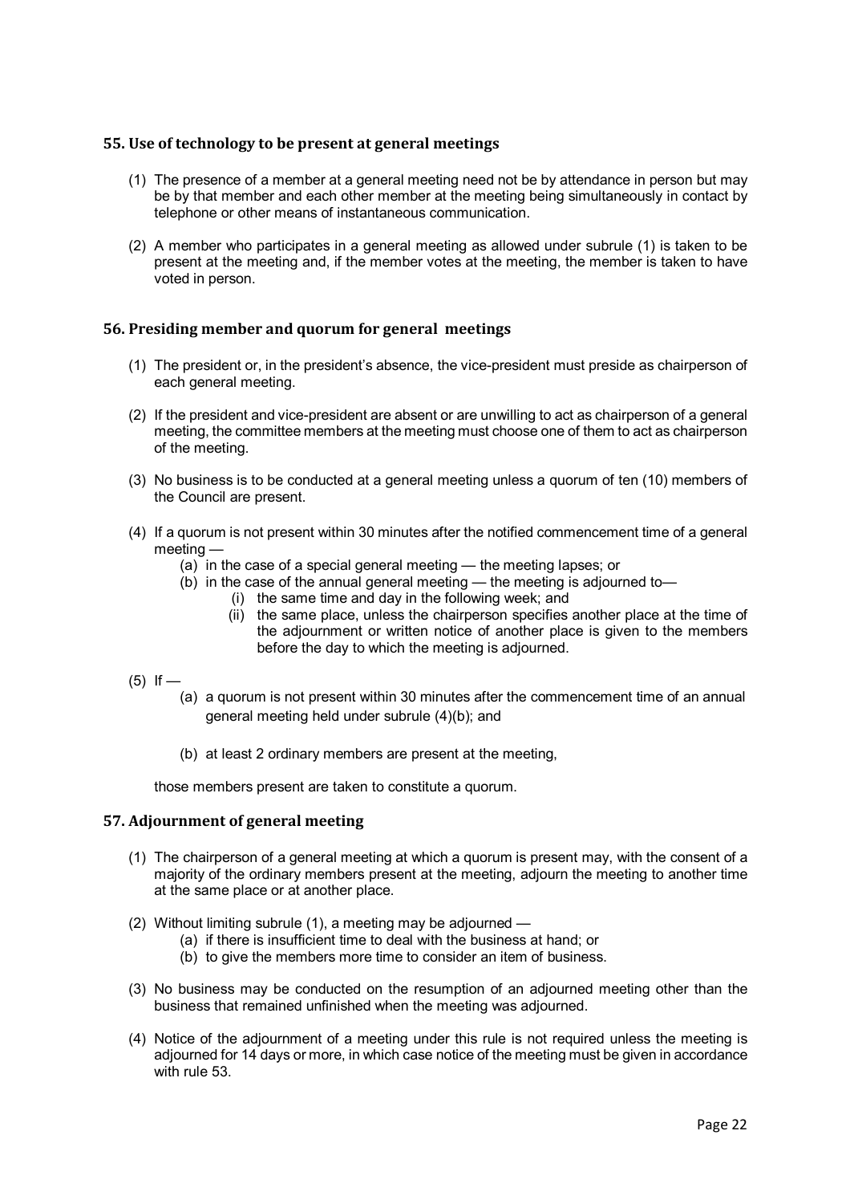## 55. Use of technology to be present at general meetings

(1) The presence of a member at a general meeting need not be by attendance in person but may be by that member and each other member at the meeting being simultaneously in contact by telephone or other means of instantaneous communication.

(2) A member who participates in a general meeting as allowed under subrule (1) is taken to be present at the meeting and, if the member votes at the meeting, the member is taken to have voted in person.

## 56. Presiding member and quorum for general meetings

(1) The president or, in the president's absence, the vice-president must preside as chairperson of each general meeting.

(2) If the president and vice-president are absent or are unwilling to act as chairperson of a general meeting, the committee members at the meeting must choose one of them to act as chairperson of the meeting.

(3) No business is to be conducted at a general meeting unless a quorum of ten (10) members of the Council are present.

(4) If a quorum is not present within 30 minutes after the notified commencement time of a general meeting —
   - (a) in the case of a special general meeting — the meeting lapses; or
   - (b) in the case of the annual general meeting — the meeting is adjourned to—
     - (i) the same time and day in the following week; and
     - (ii) the same place, unless the chairperson specifies another place at the time of the adjournment or written notice of another place is given to the members before the day to which the meeting is adjourned.

(5) If —
   - (a) a quorum is not present within 30 minutes after the commencement time of an annual general meeting held under subrule (4)(b); and
   - (b) at least 2 ordinary members are present at the meeting,

   those members present are taken to constitute a quorum.

## 57. Adjournment of general meeting

(1) The chairperson of a general meeting at which a quorum is present may, with the consent of a majority of the ordinary members present at the meeting, adjourn the meeting to another time at the same place or at another place.

(2) Without limiting subrule (1), a meeting may be adjourned —
   - (a) if there is insufficient time to deal with the business at hand; or
   - (b) to give the members more time to consider an item of business.

(3) No business may be conducted on the resumption of an adjourned meeting other than the business that remained unfinished when the meeting was adjourned.

(4) Notice of the adjournment of a meeting under this rule is not required unless the meeting is adjourned for 14 days or more, in which case notice of the meeting must be given in accordance with rule 53.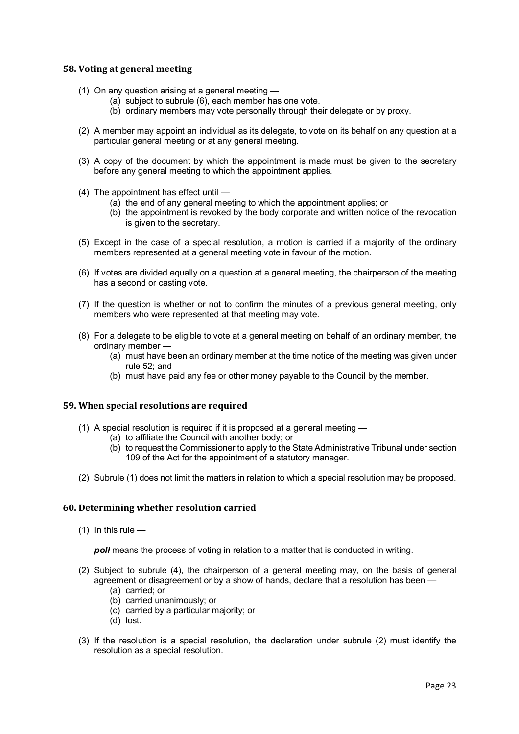### 58. Voting at general meeting

(1) On any question arising at a general meeting —
   (a) subject to subrule (6), each member has one vote.
   (b) ordinary members may vote personally through their delegate or by proxy.

(2) A member may appoint an individual as its delegate, to vote on its behalf on any question at a particular general meeting or at any general meeting.

(3) A copy of the document by which the appointment is made must be given to the secretary before any general meeting to which the appointment applies.

(4) The appointment has effect until —
   (a) the end of any general meeting to which the appointment applies; or
   (b) the appointment is revoked by the body corporate and written notice of the revocation is given to the secretary.

(5) Except in the case of a special resolution, a motion is carried if a majority of the ordinary members represented at a general meeting vote in favour of the motion.

(6) If votes are divided equally on a question at a general meeting, the chairperson of the meeting has a second or casting vote.

(7) If the question is whether or not to confirm the minutes of a previous general meeting, only members who were represented at that meeting may vote.

(8) For a delegate to be eligible to vote at a general meeting on behalf of an ordinary member, the ordinary member —
   (a) must have been an ordinary member at the time notice of the meeting was given under rule 52; and
   (b) must have paid any fee or other money payable to the Council by the member.

### 59. When special resolutions are required

(1) A special resolution is required if it is proposed at a general meeting —
   (a) to affiliate the Council with another body; or
   (b) to request the Commissioner to apply to the State Administrative Tribunal under section 109 of the Act for the appointment of a statutory manager.

(2) Subrule (1) does not limit the matters in relation to which a special resolution may be proposed.

### 60. Determining whether resolution carried

(1) In this rule —

   ***poll*** means the process of voting in relation to a matter that is conducted in writing.

(2) Subject to subrule (4), the chairperson of a general meeting may, on the basis of general agreement or disagreement or by a show of hands, declare that a resolution has been —
   (a) carried; or
   (b) carried unanimously; or
   (c) carried by a particular majority; or
   (d) lost.

(3) If the resolution is a special resolution, the declaration under subrule (2) must identify the resolution as a special resolution.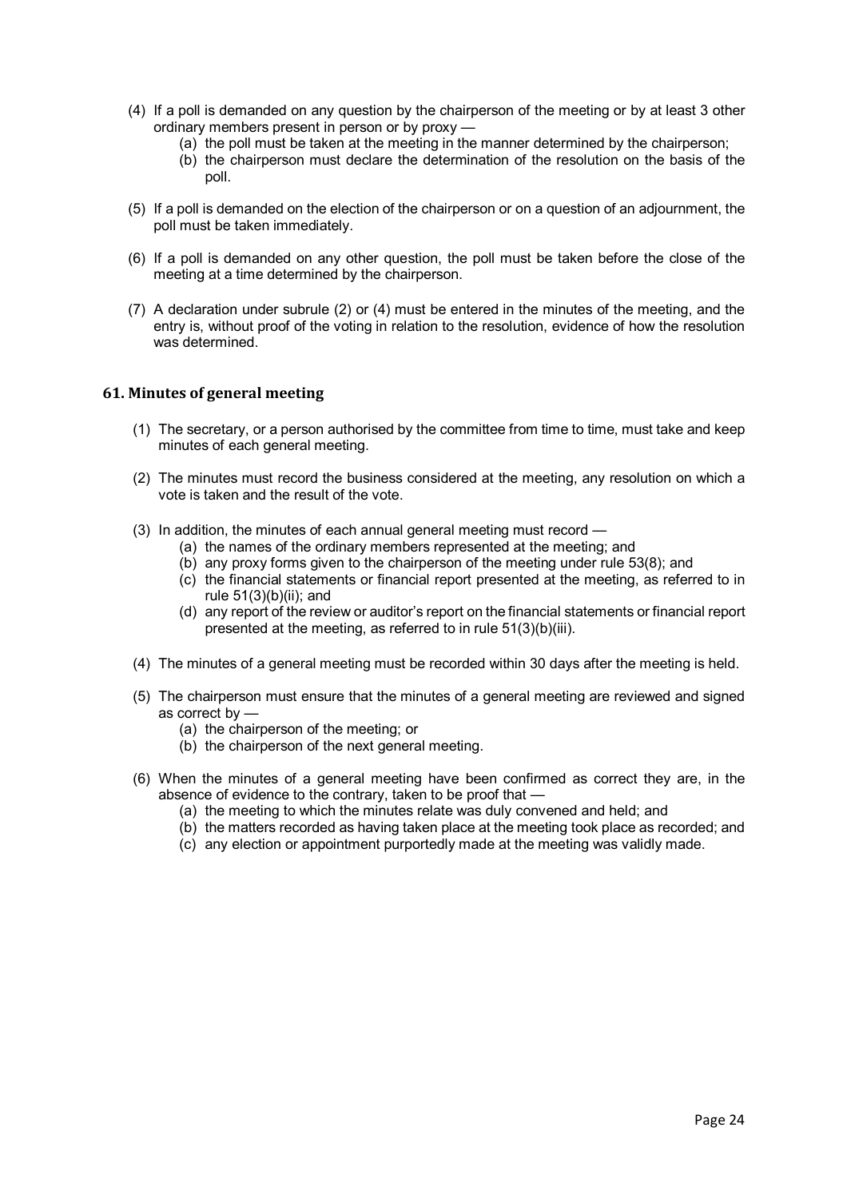(4) If a poll is demanded on any question by the chairperson of the meeting or by at least 3 other ordinary members present in person or by proxy —

   (a) the poll must be taken at the meeting in the manner determined by the chairperson;

   (b) the chairperson must declare the determination of the resolution on the basis of the poll.

(5) If a poll is demanded on the election of the chairperson or on a question of an adjournment, the poll must be taken immediately.

(6) If a poll is demanded on any other question, the poll must be taken before the close of the meeting at a time determined by the chairperson.

(7) A declaration under subrule (2) or (4) must be entered in the minutes of the meeting, and the entry is, without proof of the voting in relation to the resolution, evidence of how the resolution was determined.

### 61. Minutes of general meeting

(1) The secretary, or a person authorised by the committee from time to time, must take and keep minutes of each general meeting.

(2) The minutes must record the business considered at the meeting, any resolution on which a vote is taken and the result of the vote.

(3) In addition, the minutes of each annual general meeting must record —

   (a) the names of the ordinary members represented at the meeting; and

   (b) any proxy forms given to the chairperson of the meeting under rule 53(8); and

   (c) the financial statements or financial report presented at the meeting, as referred to in rule 51(3)(b)(ii); and

   (d) any report of the review or auditor's report on the financial statements or financial report presented at the meeting, as referred to in rule 51(3)(b)(iii).

(4) The minutes of a general meeting must be recorded within 30 days after the meeting is held.

(5) The chairperson must ensure that the minutes of a general meeting are reviewed and signed as correct by —

   (a) the chairperson of the meeting; or

   (b) the chairperson of the next general meeting.

(6) When the minutes of a general meeting have been confirmed as correct they are, in the absence of evidence to the contrary, taken to be proof that —

   (a) the meeting to which the minutes relate was duly convened and held; and

   (b) the matters recorded as having taken place at the meeting took place as recorded; and

   (c) any election or appointment purportedly made at the meeting was validly made.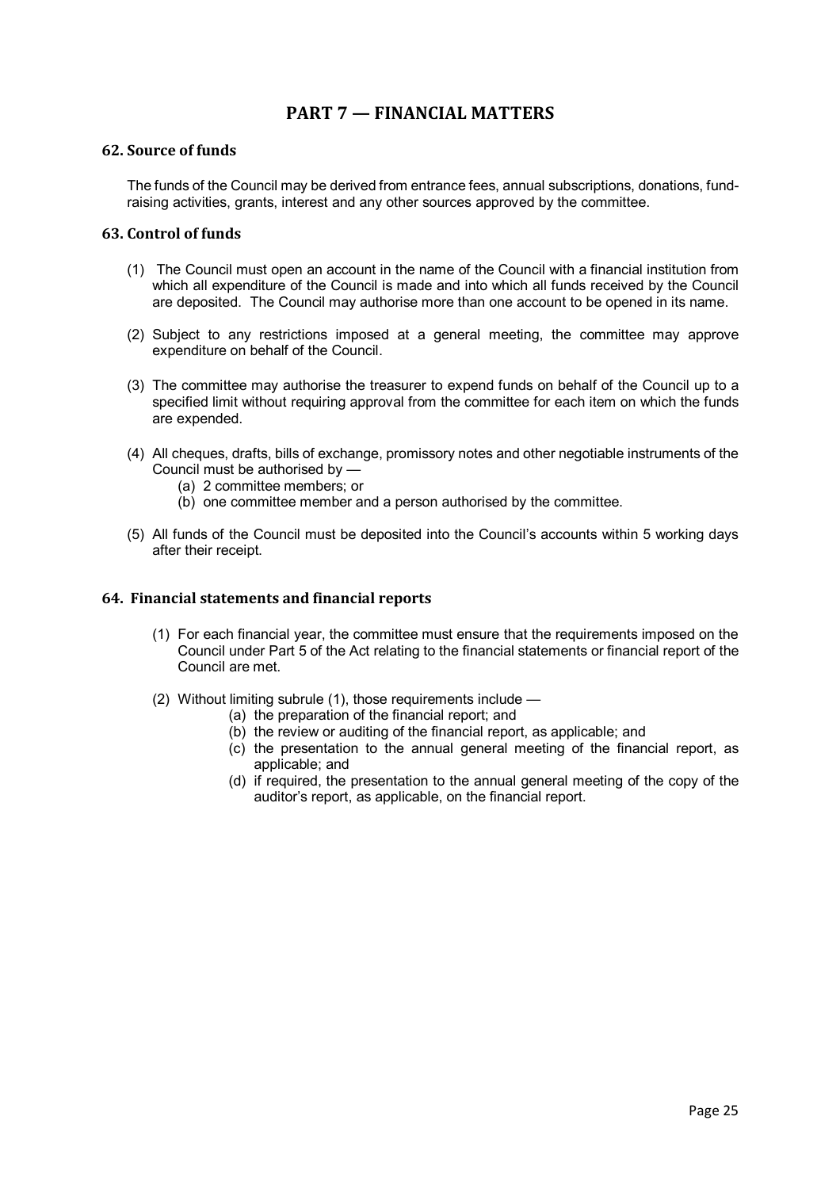# PART 7 — FINANCIAL MATTERS

## 62. Source of funds

The funds of the Council may be derived from entrance fees, annual subscriptions, donations, fund-raising activities, grants, interest and any other sources approved by the committee.

## 63. Control of funds

(1) The Council must open an account in the name of the Council with a financial institution from which all expenditure of the Council is made and into which all funds received by the Council are deposited. The Council may authorise more than one account to be opened in its name.

(2) Subject to any restrictions imposed at a general meeting, the committee may approve expenditure on behalf of the Council.

(3) The committee may authorise the treasurer to expend funds on behalf of the Council up to a specified limit without requiring approval from the committee for each item on which the funds are expended.

(4) All cheques, drafts, bills of exchange, promissory notes and other negotiable instruments of the Council must be authorised by —
- (a) 2 committee members; or
- (b) one committee member and a person authorised by the committee.

(5) All funds of the Council must be deposited into the Council's accounts within 5 working days after their receipt.

## 64. Financial statements and financial reports

(1) For each financial year, the committee must ensure that the requirements imposed on the Council under Part 5 of the Act relating to the financial statements or financial report of the Council are met.

(2) Without limiting subrule (1), those requirements include —
- (a) the preparation of the financial report; and
- (b) the review or auditing of the financial report, as applicable; and
- (c) the presentation to the annual general meeting of the financial report, as applicable; and
- (d) if required, the presentation to the annual general meeting of the copy of the auditor's report, as applicable, on the financial report.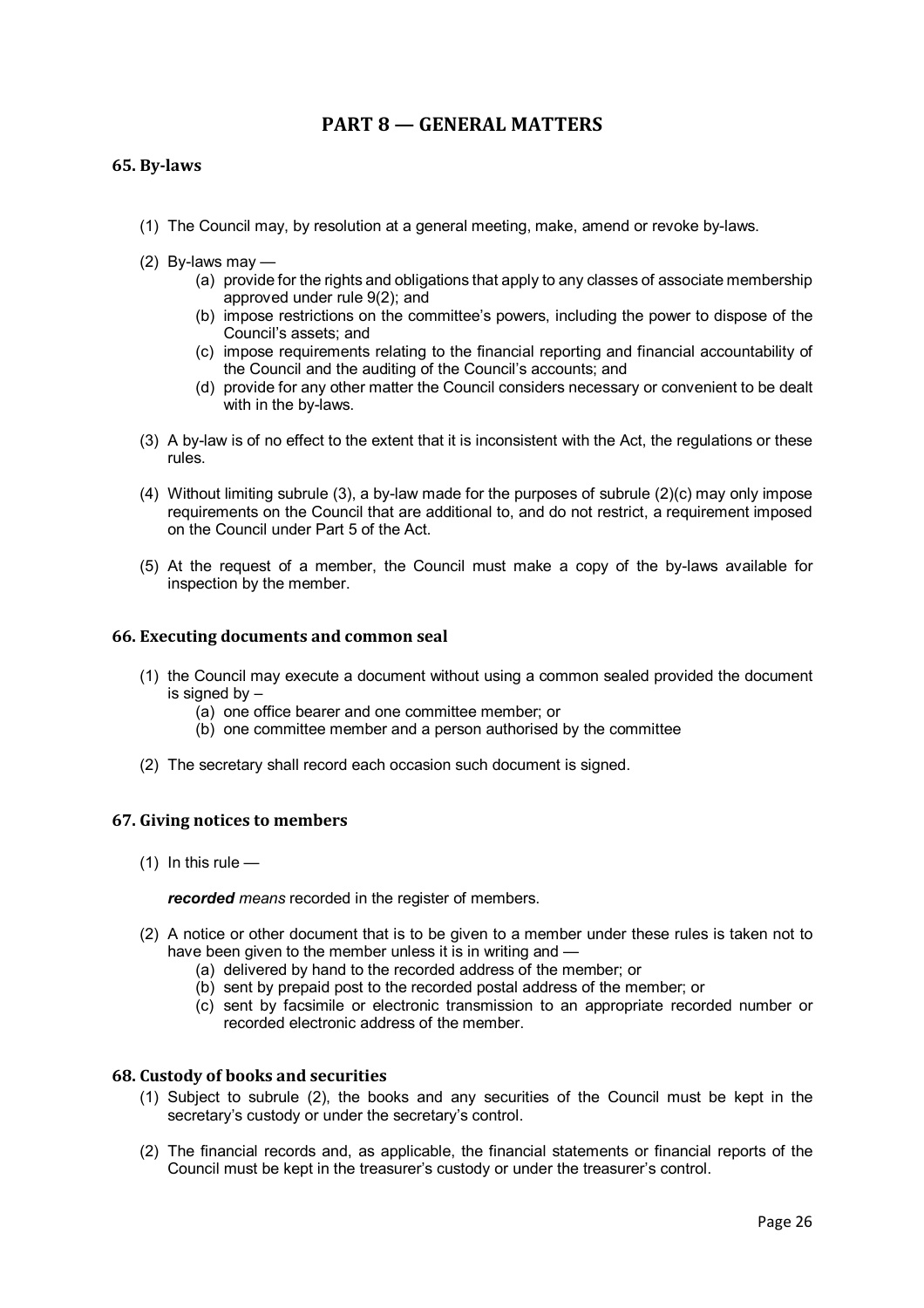# PART 8 — GENERAL MATTERS

## 65. By-laws

(1) The Council may, by resolution at a general meeting, make, amend or revoke by-laws.

(2) By-laws may —

  (a) provide for the rights and obligations that apply to any classes of associate membership approved under rule 9(2); and

  (b) impose restrictions on the committee's powers, including the power to dispose of the Council's assets; and

  (c) impose requirements relating to the financial reporting and financial accountability of the Council and the auditing of the Council's accounts; and

  (d) provide for any other matter the Council considers necessary or convenient to be dealt with in the by-laws.

(3) A by-law is of no effect to the extent that it is inconsistent with the Act, the regulations or these rules.

(4) Without limiting subrule (3), a by-law made for the purposes of subrule (2)(c) may only impose requirements on the Council that are additional to, and do not restrict, a requirement imposed on the Council under Part 5 of the Act.

(5) At the request of a member, the Council must make a copy of the by-laws available for inspection by the member.

## 66. Executing documents and common seal

(1) the Council may execute a document without using a common sealed provided the document is signed by –

  (a) one office bearer and one committee member; or

  (b) one committee member and a person authorised by the committee

(2) The secretary shall record each occasion such document is signed.

## 67. Giving notices to members

(1) In this rule —

***recorded*** *means* recorded in the register of members.

(2) A notice or other document that is to be given to a member under these rules is taken not to have been given to the member unless it is in writing and —

  (a) delivered by hand to the recorded address of the member; or

  (b) sent by prepaid post to the recorded postal address of the member; or

  (c) sent by facsimile or electronic transmission to an appropriate recorded number or recorded electronic address of the member.

## 68. Custody of books and securities

(1) Subject to subrule (2), the books and any securities of the Council must be kept in the secretary's custody or under the secretary's control.

(2) The financial records and, as applicable, the financial statements or financial reports of the Council must be kept in the treasurer's custody or under the treasurer's control.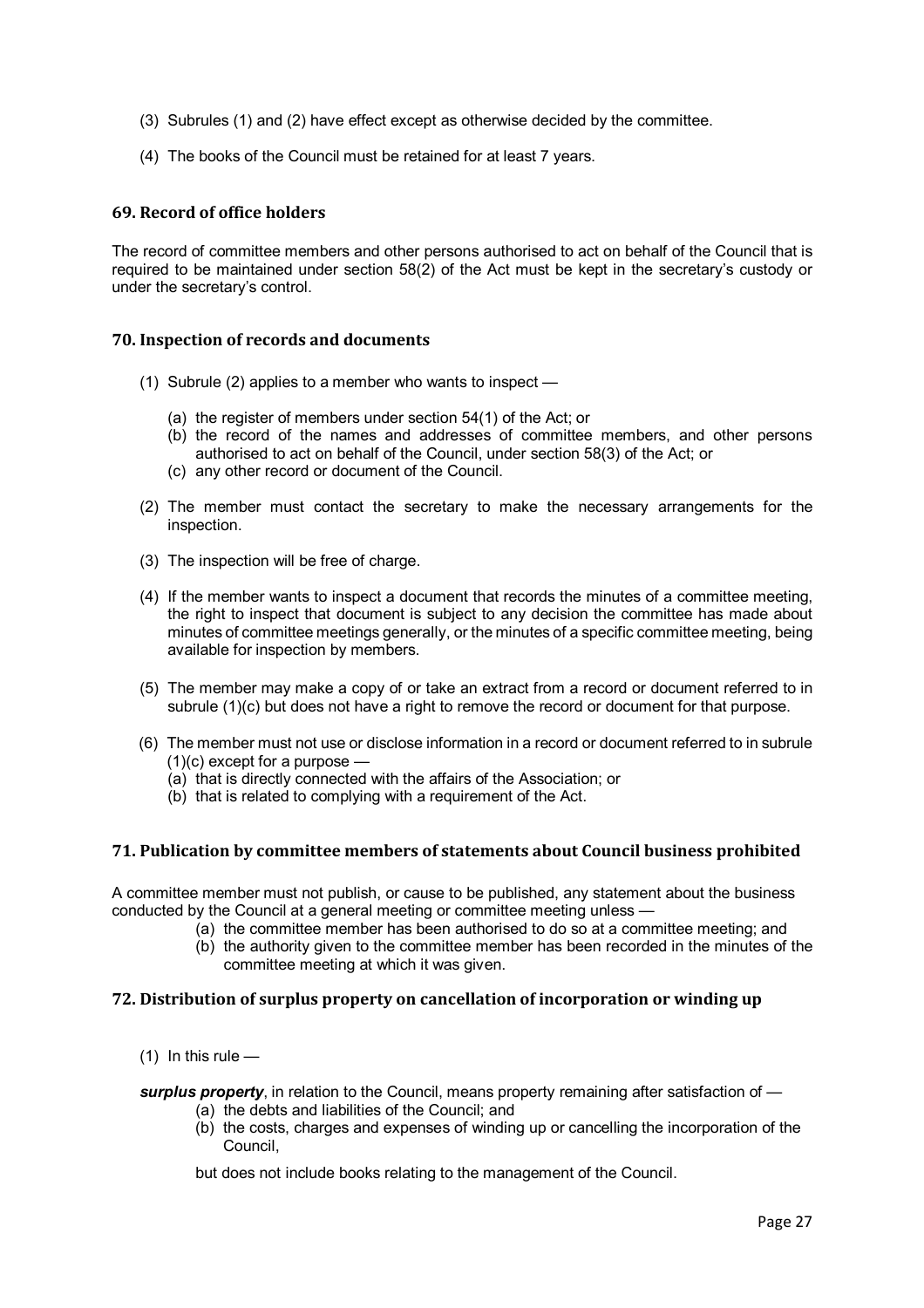(3) Subrules (1) and (2) have effect except as otherwise decided by the committee.

(4) The books of the Council must be retained for at least 7 years.

### 69. Record of office holders

The record of committee members and other persons authorised to act on behalf of the Council that is required to be maintained under section 58(2) of the Act must be kept in the secretary's custody or under the secretary's control.

### 70. Inspection of records and documents

(1) Subrule (2) applies to a member who wants to inspect —

- (a) the register of members under section 54(1) of the Act; or
- (b) the record of the names and addresses of committee members, and other persons authorised to act on behalf of the Council, under section 58(3) of the Act; or
- (c) any other record or document of the Council.

(2) The member must contact the secretary to make the necessary arrangements for the inspection.

(3) The inspection will be free of charge.

(4) If the member wants to inspect a document that records the minutes of a committee meeting, the right to inspect that document is subject to any decision the committee has made about minutes of committee meetings generally, or the minutes of a specific committee meeting, being available for inspection by members.

(5) The member may make a copy of or take an extract from a record or document referred to in subrule (1)(c) but does not have a right to remove the record or document for that purpose.

(6) The member must not use or disclose information in a record or document referred to in subrule (1)(c) except for a purpose —

- (a) that is directly connected with the affairs of the Association; or
- (b) that is related to complying with a requirement of the Act.

### 71. Publication by committee members of statements about Council business prohibited

A committee member must not publish, or cause to be published, any statement about the business conducted by the Council at a general meeting or committee meeting unless —

- (a) the committee member has been authorised to do so at a committee meeting; and
- (b) the authority given to the committee member has been recorded in the minutes of the committee meeting at which it was given.

### 72. Distribution of surplus property on cancellation of incorporation or winding up

(1) In this rule —

***surplus property***, in relation to the Council, means property remaining after satisfaction of —

- (a) the debts and liabilities of the Council; and
- (b) the costs, charges and expenses of winding up or cancelling the incorporation of the Council,

but does not include books relating to the management of the Council.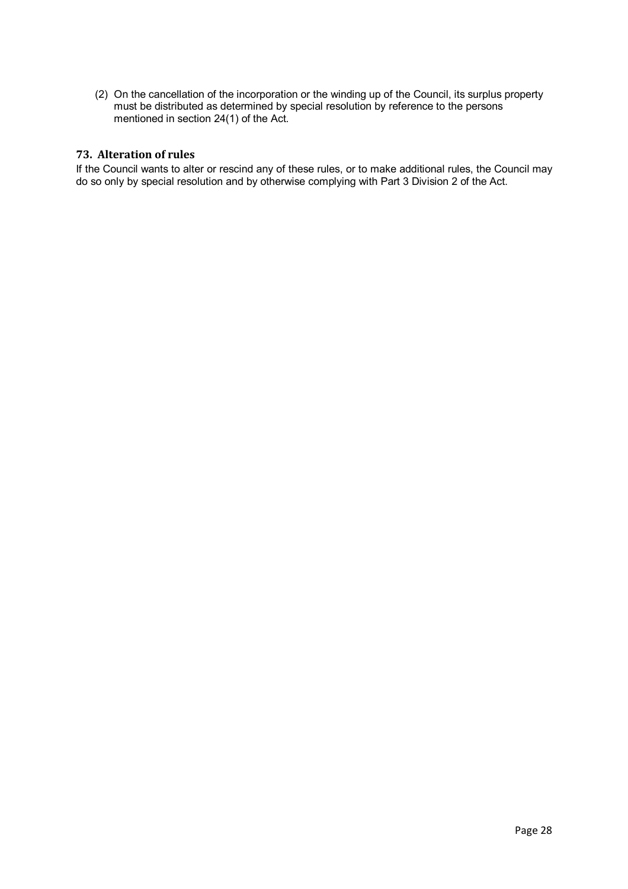(2) On the cancellation of the incorporation or the winding up of the Council, its surplus property must be distributed as determined by special resolution by reference to the persons mentioned in section 24(1) of the Act.

## 73. Alteration of rules

If the Council wants to alter or rescind any of these rules, or to make additional rules, the Council may do so only by special resolution and by otherwise complying with Part 3 Division 2 of the Act.